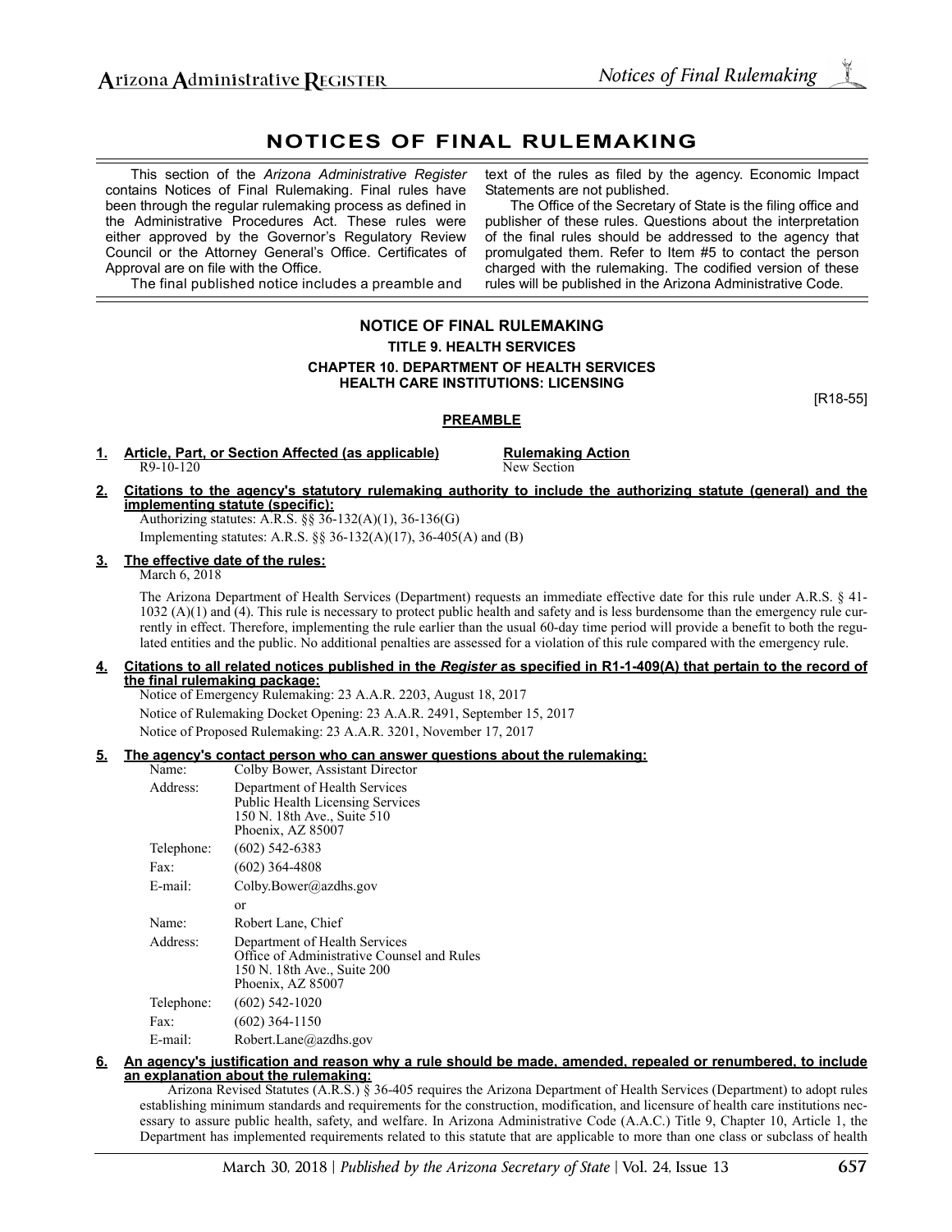# NOTICES OF FINAL RULEMAKING

This section of the *Arizona Administrative Register* contains Notices of Final Rulemaking. Final rules have been through the regular rulemaking process as defined in the Administrative Procedures Act. These rules were either approved by the Governor's Regulatory Review Council or the Attorney General's Office. Certificates of Approval are on file with the Office.

The final published notice includes a preamble and text of the rules as filed by the agency. Economic Impact Statements are not published.

The Office of the Secretary of State is the filing office and publisher of these rules. Questions about the interpretation of the final rules should be addressed to the agency that promulgated them. Refer to Item #5 to contact the person charged with the rulemaking. The codified version of these rules will be published in the Arizona Administrative Code.

## NOTICE OF FINAL RULEMAKING

### TITLE 9. HEALTH SERVICES

### CHAPTER 10. DEPARTMENT OF HEALTH SERVICES HEALTH CARE INSTITUTIONS: LICENSING

[R18-55]

**PREAMBLE**

**1. Article, Part, or Section Affected (as applicable) — Rulemaking Action**

R9-10-120 — New Section

**2. Citations to the agency's statutory rulemaking authority to include the authorizing statute (general) and the implementing statute (specific):**

Authorizing statutes: A.R.S. §§ 36-132(A)(1), 36-136(G)

Implementing statutes: A.R.S. §§ 36-132(A)(17), 36-405(A) and (B)

**3. The effective date of the rules:**

March 6, 2018

The Arizona Department of Health Services (Department) requests an immediate effective date for this rule under A.R.S. § 41-1032 (A)(1) and (4). This rule is necessary to protect public health and safety and is less burdensome than the emergency rule currently in effect. Therefore, implementing the rule earlier than the usual 60-day time period will provide a benefit to both the regulated entities and the public. No additional penalties are assessed for a violation of this rule compared with the emergency rule.

**4. Citations to all related notices published in the *Register* as specified in R1-1-409(A) that pertain to the record of the final rulemaking package:**

Notice of Emergency Rulemaking: 23 A.A.R. 2203, August 18, 2017

Notice of Rulemaking Docket Opening: 23 A.A.R. 2491, September 15, 2017

Notice of Proposed Rulemaking: 23 A.A.R. 3201, November 17, 2017

**5. The agency's contact person who can answer questions about the rulemaking:**

| | |
|---|---|
| Name: | Colby Bower, Assistant Director |
| Address: | Department of Health Services<br>Public Health Licensing Services<br>150 N. 18th Ave., Suite 510<br>Phoenix, AZ 85007 |
| Telephone: | (602) 542-6383 |
| Fax: | (602) 364-4808 |
| E-mail: | Colby.Bower@azdhs.gov |
| | or |
| Name: | Robert Lane, Chief |
| Address: | Department of Health Services<br>Office of Administrative Counsel and Rules<br>150 N. 18th Ave., Suite 200<br>Phoenix, AZ 85007 |
| Telephone: | (602) 542-1020 |
| Fax: | (602) 364-1150 |
| E-mail: | Robert.Lane@azdhs.gov |

**6. An agency's justification and reason why a rule should be made, amended, repealed or renumbered, to include an explanation about the rulemaking:**

Arizona Revised Statutes (A.R.S.) § 36-405 requires the Arizona Department of Health Services (Department) to adopt rules establishing minimum standards and requirements for the construction, modification, and licensure of health care institutions necessary to assure public health, safety, and welfare. In Arizona Administrative Code (A.A.C.) Title 9, Chapter 10, Article 1, the Department has implemented requirements related to this statute that are applicable to more than one class or subclass of health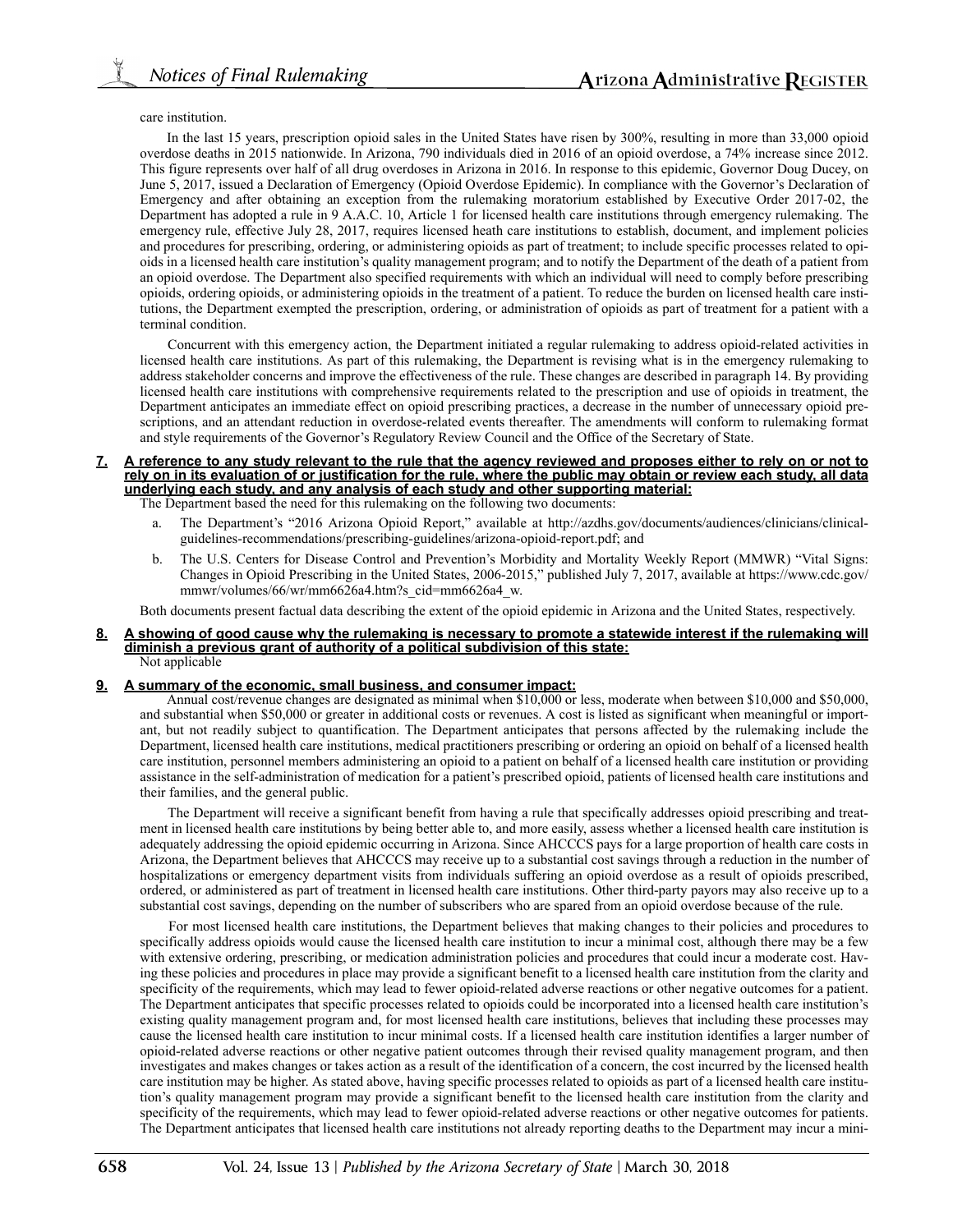care institution.

In the last 15 years, prescription opioid sales in the United States have risen by 300%, resulting in more than 33,000 opioid overdose deaths in 2015 nationwide. In Arizona, 790 individuals died in 2016 of an opioid overdose, a 74% increase since 2012. This figure represents over half of all drug overdoses in Arizona in 2016. In response to this epidemic, Governor Doug Ducey, on June 5, 2017, issued a Declaration of Emergency (Opioid Overdose Epidemic). In compliance with the Governor's Declaration of Emergency and after obtaining an exception from the rulemaking moratorium established by Executive Order 2017-02, the Department has adopted a rule in 9 A.A.C. 10, Article 1 for licensed health care institutions through emergency rulemaking. The emergency rule, effective July 28, 2017, requires licensed heath care institutions to establish, document, and implement policies and procedures for prescribing, ordering, or administering opioids as part of treatment; to include specific processes related to opioids in a licensed health care institution's quality management program; and to notify the Department of the death of a patient from an opioid overdose. The Department also specified requirements with which an individual will need to comply before prescribing opioids, ordering opioids, or administering opioids in the treatment of a patient. To reduce the burden on licensed health care institutions, the Department exempted the prescription, ordering, or administration of opioids as part of treatment for a patient with a terminal condition.

Concurrent with this emergency action, the Department initiated a regular rulemaking to address opioid-related activities in licensed health care institutions. As part of this rulemaking, the Department is revising what is in the emergency rulemaking to address stakeholder concerns and improve the effectiveness of the rule. These changes are described in paragraph 14. By providing licensed health care institutions with comprehensive requirements related to the prescription and use of opioids in treatment, the Department anticipates an immediate effect on opioid prescribing practices, a decrease in the number of unnecessary opioid prescriptions, and an attendant reduction in overdose-related events thereafter. The amendments will conform to rulemaking format and style requirements of the Governor's Regulatory Review Council and the Office of the Secretary of State.

**7. A reference to any study relevant to the rule that the agency reviewed and proposes either to rely on or not to rely on in its evaluation of or justification for the rule, where the public may obtain or review each study, all data underlying each study, and any analysis of each study and other supporting material:**

The Department based the need for this rulemaking on the following two documents:

a. The Department's "2016 Arizona Opioid Report," available at http://azdhs.gov/documents/audiences/clinicians/clinical-guidelines-recommendations/prescribing-guidelines/arizona-opioid-report.pdf; and

b. The U.S. Centers for Disease Control and Prevention's Morbidity and Mortality Weekly Report (MMWR) "Vital Signs: Changes in Opioid Prescribing in the United States, 2006-2015," published July 7, 2017, available at https://www.cdc.gov/mmwr/volumes/66/wr/mm6626a4.htm?s_cid=mm6626a4_w.

Both documents present factual data describing the extent of the opioid epidemic in Arizona and the United States, respectively.

**8. A showing of good cause why the rulemaking is necessary to promote a statewide interest if the rulemaking will diminish a previous grant of authority of a political subdivision of this state:**

Not applicable

**9. A summary of the economic, small business, and consumer impact:**

Annual cost/revenue changes are designated as minimal when $10,000 or less, moderate when between $10,000 and $50,000, and substantial when $50,000 or greater in additional costs or revenues. A cost is listed as significant when meaningful or important, but not readily subject to quantification. The Department anticipates that persons affected by the rulemaking include the Department, licensed health care institutions, medical practitioners prescribing or ordering an opioid on behalf of a licensed health care institution, personnel members administering an opioid to a patient on behalf of a licensed health care institution or providing assistance in the self-administration of medication for a patient's prescribed opioid, patients of licensed health care institutions and their families, and the general public.

The Department will receive a significant benefit from having a rule that specifically addresses opioid prescribing and treatment in licensed health care institutions by being better able to, and more easily, assess whether a licensed health care institution is adequately addressing the opioid epidemic occurring in Arizona. Since AHCCCS pays for a large proportion of health care costs in Arizona, the Department believes that AHCCCS may receive up to a substantial cost savings through a reduction in the number of hospitalizations or emergency department visits from individuals suffering an opioid overdose as a result of opioids prescribed, ordered, or administered as part of treatment in licensed health care institutions. Other third-party payors may also receive up to a substantial cost savings, depending on the number of subscribers who are spared from an opioid overdose because of the rule.

For most licensed health care institutions, the Department believes that making changes to their policies and procedures to specifically address opioids would cause the licensed health care institution to incur a minimal cost, although there may be a few with extensive ordering, prescribing, or medication administration policies and procedures that could incur a moderate cost. Having these policies and procedures in place may provide a significant benefit to a licensed health care institution from the clarity and specificity of the requirements, which may lead to fewer opioid-related adverse reactions or other negative outcomes for a patient. The Department anticipates that specific processes related to opioids could be incorporated into a licensed health care institution's existing quality management program and, for most licensed health care institutions, believes that including these processes may cause the licensed health care institution to incur minimal costs. If a licensed health care institution identifies a larger number of opioid-related adverse reactions or other negative patient outcomes through their revised quality management program, and then investigates and makes changes or takes action as a result of the identification of a concern, the cost incurred by the licensed health care institution may be higher. As stated above, having specific processes related to opioids as part of a licensed health care institution's quality management program may provide a significant benefit to the licensed health care institution from the clarity and specificity of the requirements, which may lead to fewer opioid-related adverse reactions or other negative outcomes for patients. The Department anticipates that licensed health care institutions not already reporting deaths to the Department may incur a mini-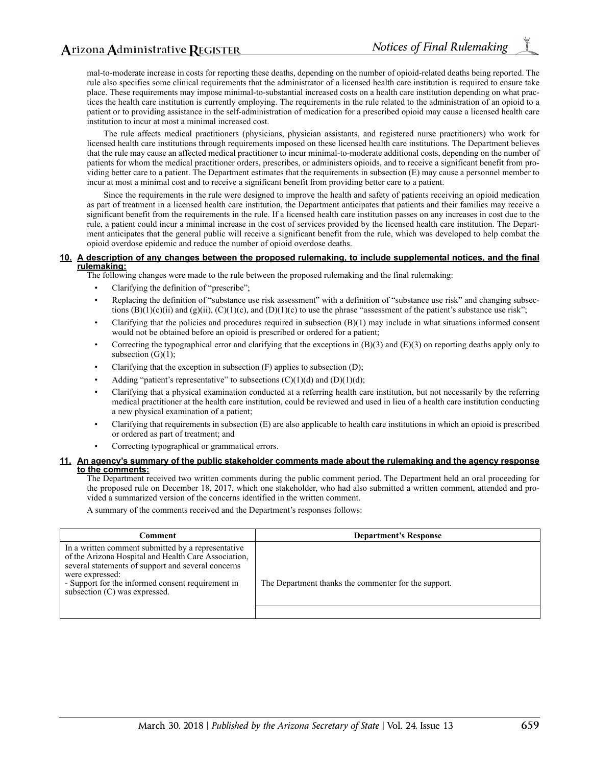mal-to-moderate increase in costs for reporting these deaths, depending on the number of opioid-related deaths being reported. The rule also specifies some clinical requirements that the administrator of a licensed health care institution is required to ensure take place. These requirements may impose minimal-to-substantial increased costs on a health care institution depending on what practices the health care institution is currently employing. The requirements in the rule related to the administration of an opioid to a patient or to providing assistance in the self-administration of medication for a prescribed opioid may cause a licensed health care institution to incur at most a minimal increased cost.

The rule affects medical practitioners (physicians, physician assistants, and registered nurse practitioners) who work for licensed health care institutions through requirements imposed on these licensed health care institutions. The Department believes that the rule may cause an affected medical practitioner to incur minimal-to-moderate additional costs, depending on the number of patients for whom the medical practitioner orders, prescribes, or administers opioids, and to receive a significant benefit from providing better care to a patient. The Department estimates that the requirements in subsection (E) may cause a personnel member to incur at most a minimal cost and to receive a significant benefit from providing better care to a patient.

Since the requirements in the rule were designed to improve the health and safety of patients receiving an opioid medication as part of treatment in a licensed health care institution, the Department anticipates that patients and their families may receive a significant benefit from the requirements in the rule. If a licensed health care institution passes on any increases in cost due to the rule, a patient could incur a minimal increase in the cost of services provided by the licensed health care institution. The Department anticipates that the general public will receive a significant benefit from the rule, which was developed to help combat the opioid overdose epidemic and reduce the number of opioid overdose deaths.

**10. A description of any changes between the proposed rulemaking, to include supplemental notices, and the final rulemaking:**

The following changes were made to the rule between the proposed rulemaking and the final rulemaking:

- Clarifying the definition of "prescribe";
- Replacing the definition of "substance use risk assessment" with a definition of "substance use risk" and changing subsections (B)(1)(c)(ii) and (g)(ii), (C)(1)(c), and (D)(1)(c) to use the phrase "assessment of the patient's substance use risk";
- Clarifying that the policies and procedures required in subsection (B)(1) may include in what situations informed consent would not be obtained before an opioid is prescribed or ordered for a patient;
- Correcting the typographical error and clarifying that the exceptions in (B)(3) and (E)(3) on reporting deaths apply only to subsection (G)(1);
- Clarifying that the exception in subsection (F) applies to subsection (D);
- Adding "patient's representative" to subsections (C)(1)(d) and (D)(1)(d);
- Clarifying that a physical examination conducted at a referring health care institution, but not necessarily by the referring medical practitioner at the health care institution, could be reviewed and used in lieu of a health care institution conducting a new physical examination of a patient;
- Clarifying that requirements in subsection (E) are also applicable to health care institutions in which an opioid is prescribed or ordered as part of treatment; and
- Correcting typographical or grammatical errors.

**11. An agency's summary of the public stakeholder comments made about the rulemaking and the agency response to the comments:**

The Department received two written comments during the public comment period. The Department held an oral proceeding for the proposed rule on December 18, 2017, which one stakeholder, who had also submitted a written comment, attended and provided a summarized version of the concerns identified in the written comment.

A summary of the comments received and the Department's responses follows:

| Comment | Department's Response |
|---|---|
| In a written comment submitted by a representative of the Arizona Hospital and Health Care Association, several statements of support and several concerns were expressed:<br>- Support for the informed consent requirement in subsection (C) was expressed. | The Department thanks the commenter for the support. |
| | |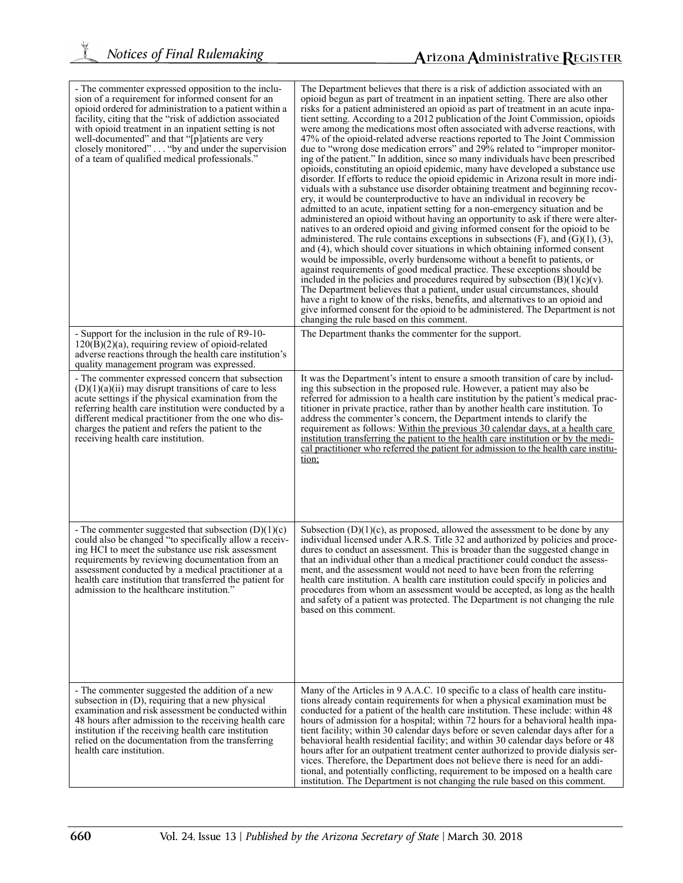| | |
|---|---|
| - The commenter expressed opposition to the inclusion of a requirement for informed consent for an opioid ordered for administration to a patient within a facility, citing that the "risk of addiction associated with opioid treatment in an inpatient setting is not well-documented" and that "[p]atients are very closely monitored" . . . "by and under the supervision of a team of qualified medical professionals." | The Department believes that there is a risk of addiction associated with an opioid begun as part of treatment in an inpatient setting. There are also other risks for a patient administered an opioid as part of treatment in an acute inpatient setting. According to a 2012 publication of the Joint Commission, opioids were among the medications most often associated with adverse reactions, with 47% of the opioid-related adverse reactions reported to The Joint Commission due to "wrong dose medication errors" and 29% related to "improper monitoring of the patient." In addition, since so many individuals have been prescribed opioids, constituting an opioid epidemic, many have developed a substance use disorder. If efforts to reduce the opioid epidemic in Arizona result in more individuals with a substance use disorder obtaining treatment and beginning recovery, it would be counterproductive to have an individual in recovery be admitted to an acute, inpatient setting for a non-emergency situation and be administered an opioid without having an opportunity to ask if there were alternatives to an ordered opioid and giving informed consent for the opioid to be administered. The rule contains exceptions in subsections (F), and (G)(1), (3), and (4), which should cover situations in which obtaining informed consent would be impossible, overly burdensome without a benefit to patients, or against requirements of good medical practice. These exceptions should be included in the policies and procedures required by subsection (B)(1)(c)(v). The Department believes that a patient, under usual circumstances, should have a right to know of the risks, benefits, and alternatives to an opioid and give informed consent for the opioid to be administered. The Department is not changing the rule based on this comment. |
| - Support for the inclusion in the rule of R9-10-120(B)(2)(a), requiring review of opioid-related adverse reactions through the health care institution's quality management program was expressed. | The Department thanks the commenter for the support. |
| - The commenter expressed concern that subsection (D)(1)(a)(ii) may disrupt transitions of care to less acute settings if the physical examination from the referring health care institution were conducted by a different medical practitioner from the one who discharges the patient and refers the patient to the receiving health care institution. | It was the Department's intent to ensure a smooth transition of care by including this subsection in the proposed rule. However, a patient may also be referred for admission to a health care institution by the patient's medical practitioner in private practice, rather than by another health care institution. To address the commenter's concern, the Department intends to clarify the requirement as follows: <u>Within the previous 30 calendar days, at a health care institution transferring the patient to the health care institution or by the medical practitioner who referred the patient for admission to the health care institution;</u> |
| - The commenter suggested that subsection (D)(1)(c) could also be changed "to specifically allow a receiving HCI to meet the substance use risk assessment requirements by reviewing documentation from an assessment conducted by a medical practitioner at a health care institution that transferred the patient for admission to the healthcare institution." | Subsection (D)(1)(c), as proposed, allowed the assessment to be done by any individual licensed under A.R.S. Title 32 and authorized by policies and procedures to conduct an assessment. This is broader than the suggested change in that an individual other than a medical practitioner could conduct the assessment, and the assessment would not need to have been from the referring health care institution. A health care institution could specify in policies and procedures from whom an assessment would be accepted, as long as the health and safety of a patient was protected. The Department is not changing the rule based on this comment. |
| - The commenter suggested the addition of a new subsection in (D), requiring that a new physical examination and risk assessment be conducted within 48 hours after admission to the receiving health care institution if the receiving health care institution relied on the documentation from the transferring health care institution. | Many of the Articles in 9 A.A.C. 10 specific to a class of health care institutions already contain requirements for when a physical examination must be conducted for a patient of the health care institution. These include: within 48 hours of admission for a hospital; within 72 hours for a behavioral health inpatient facility; within 30 calendar days before or seven calendar days after for a behavioral health residential facility; and within 30 calendar days before or 48 hours after for an outpatient treatment center authorized to provide dialysis services. Therefore, the Department does not believe there is need for an additional, and potentially conflicting, requirement to be imposed on a health care institution. The Department is not changing the rule based on this comment. |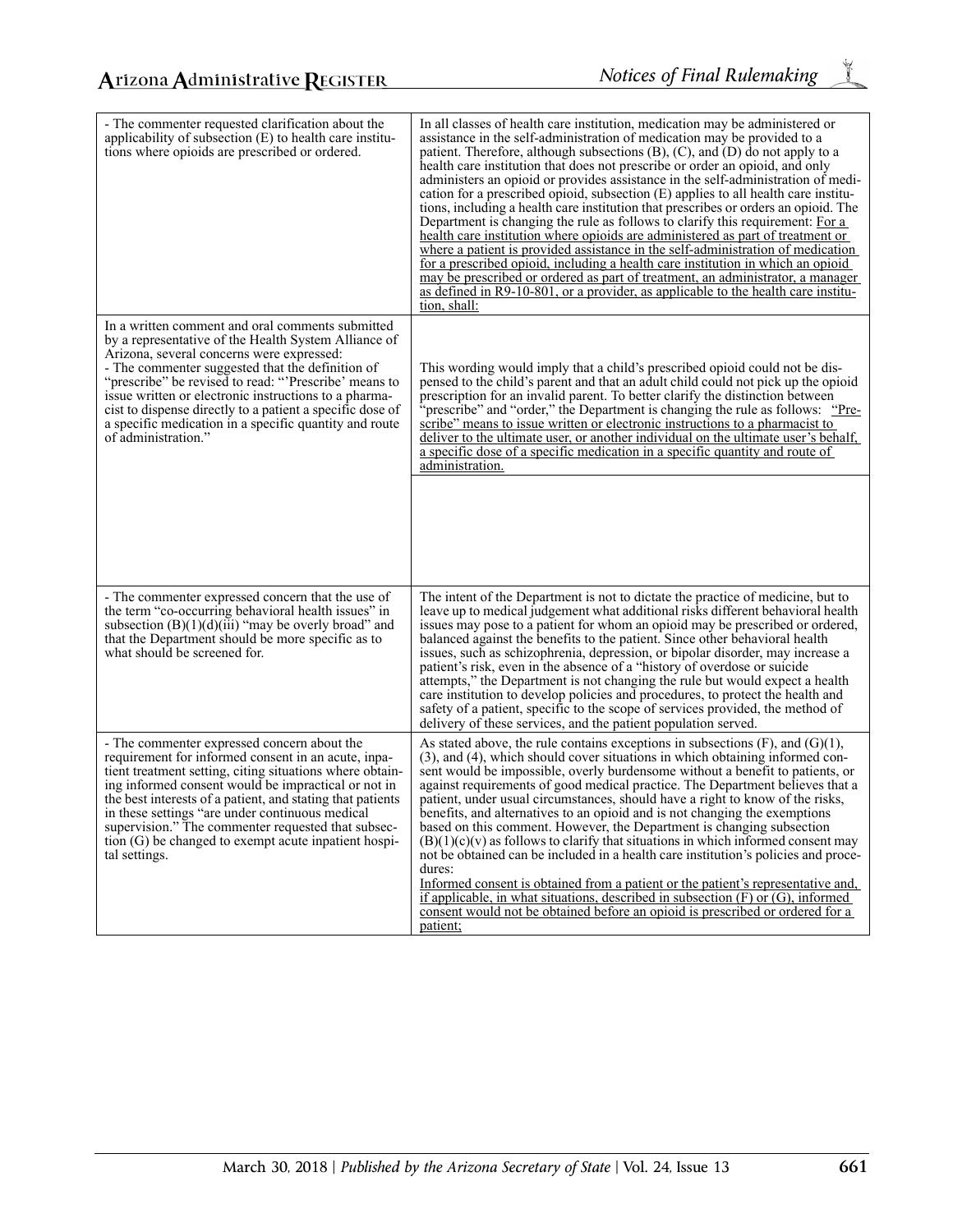| | |
|---|---|
| - The commenter requested clarification about the applicability of subsection (E) to health care institutions where opioids are prescribed or ordered. | In all classes of health care institution, medication may be administered or assistance in the self-administration of medication may be provided to a patient. Therefore, although subsections (B), (C), and (D) do not apply to a health care institution that does not prescribe or order an opioid, and only administers an opioid or provides assistance in the self-administration of medication for a prescribed opioid, subsection (E) applies to all health care institutions, including a health care institution that prescribes or orders an opioid. The Department is changing the rule as follows to clarify this requirement: <u>For a health care institution where opioids are administered as part of treatment or where a patient is provided assistance in the self-administration of medication for a prescribed opioid, including a health care institution in which an opioid may be prescribed or ordered as part of treatment, an administrator, a manager as defined in R9-10-801, or a provider, as applicable to the health care institution, shall:</u> |
| In a written comment and oral comments submitted by a representative of the Health System Alliance of Arizona, several concerns were expressed:<br>- The commenter suggested that the definition of "prescribe" be revised to read: "'Prescribe' means to issue written or electronic instructions to a pharmacist to dispense directly to a patient a specific dose of a specific medication in a specific quantity and route of administration." | This wording would imply that a child's prescribed opioid could not be dispensed to the child's parent and that an adult child could not pick up the opioid prescription for an invalid parent. To better clarify the distinction between "prescribe" and "order," the Department is changing the rule as follows: <u>"Prescribe" means to issue written or electronic instructions to a pharmacist to deliver to the ultimate user, or another individual on the ultimate user's behalf, a specific dose of a specific medication in a specific quantity and route of administration.</u> |
| | |
| - The commenter expressed concern that the use of the term "co-occurring behavioral health issues" in subsection (B)(1)(d)(iii) "may be overly broad" and that the Department should be more specific as to what should be screened for. | The intent of the Department is not to dictate the practice of medicine, but to leave up to medical judgement what additional risks different behavioral health issues may pose to a patient for whom an opioid may be prescribed or ordered, balanced against the benefits to the patient. Since other behavioral health issues, such as schizophrenia, depression, or bipolar disorder, may increase a patient's risk, even in the absence of a "history of overdose or suicide attempts," the Department is not changing the rule but would expect a health care institution to develop policies and procedures, to protect the health and safety of a patient, specific to the scope of services provided, the method of delivery of these services, and the patient population served. |
| - The commenter expressed concern about the requirement for informed consent in an acute, inpatient treatment setting, citing situations where obtaining informed consent would be impractical or not in the best interests of a patient, and stating that patients in these settings "are under continuous medical supervision." The commenter requested that subsection (G) be changed to exempt acute inpatient hospital settings. | As stated above, the rule contains exceptions in subsections (F), and (G)(1), (3), and (4), which should cover situations in which obtaining informed consent would be impossible, overly burdensome without a benefit to patients, or against requirements of good medical practice. The Department believes that a patient, under usual circumstances, should have a right to know of the risks, benefits, and alternatives to an opioid and is not changing the exemptions based on this comment. However, the Department is changing subsection (B)(1)(c)(v) as follows to clarify that situations in which informed consent may not be obtained can be included in a health care institution's policies and procedures:<br><u>Informed consent is obtained from a patient or the patient's representative and, if applicable, in what situations, described in subsection (F) or (G), informed consent would not be obtained before an opioid is prescribed or ordered for a patient;</u> |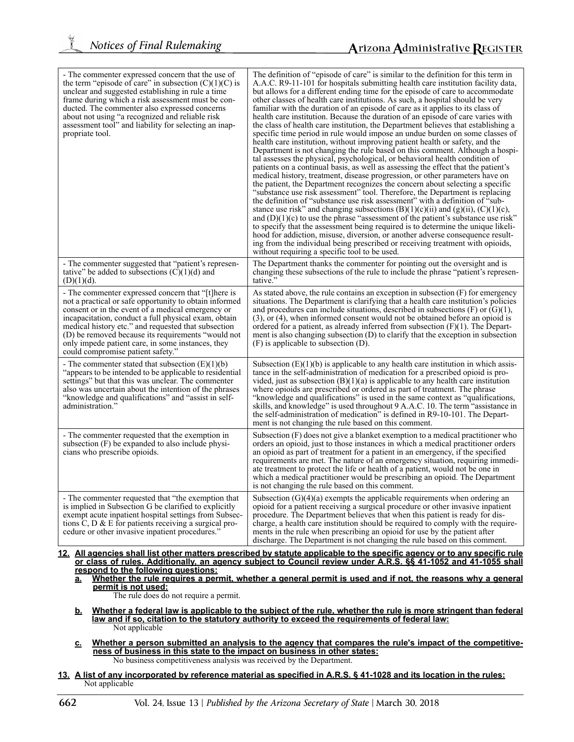| | |
|---|---|
| - The commenter expressed concern that the use of the term "episode of care" in subsection (C)(1)(C) is unclear and suggested establishing in rule a time frame during which a risk assessment must be conducted. The commenter also expressed concerns about not using "a recognized and reliable risk assessment tool" and liability for selecting an inappropriate tool. | The definition of "episode of care" is similar to the definition for this term in A.A.C. R9-11-101 for hospitals submitting health care institution facility data, but allows for a different ending time for the episode of care to accommodate other classes of health care institutions. As such, a hospital should be very familiar with the duration of an episode of care as it applies to its class of health care institution. Because the duration of an episode of care varies with the class of health care institution, the Department believes that establishing a specific time period in rule would impose an undue burden on some classes of health care institution, without improving patient health or safety, and the Department is not changing the rule based on this comment. Although a hospital assesses the physical, psychological, or behavioral health condition of patients on a continual basis, as well as assessing the effect that the patient's medical history, treatment, disease progression, or other parameters have on the patient, the Department recognizes the concern about selecting a specific "substance use risk assessment" tool. Therefore, the Department is replacing the definition of "substance use risk assessment" with a definition of "substance use risk" and changing subsections (B)(1)(c)(ii) and (g)(ii), (C)(1)(c), and (D)(1)(c) to use the phrase "assessment of the patient's substance use risk" to specify that the assessment being required is to determine the unique likelihood for addiction, misuse, diversion, or another adverse consequence resulting from the individual being prescribed or receiving treatment with opioids, without requiring a specific tool to be used. |
| - The commenter suggested that "patient's representative" be added to subsections (C)(1)(d) and (D)(1)(d). | The Department thanks the commenter for pointing out the oversight and is changing these subsections of the rule to include the phrase "patient's representative." |
| - The commenter expressed concern that "[t]here is not a practical or safe opportunity to obtain informed consent or in the event of a medical emergency or incapacitation, conduct a full physical exam, obtain medical history etc." and requested that subsection (D) be removed because its requirements "would not only impede patient care, in some instances, they could compromise patient safety." | As stated above, the rule contains an exception in subsection (F) for emergency situations. The Department is clarifying that a health care institution's policies and procedures can include situations, described in subsections (F) or (G)(1), (3), or (4), when informed consent would not be obtained before an opioid is ordered for a patient, as already inferred from subsection (F)(1). The Department is also changing subsection (D) to clarify that the exception in subsection (F) is applicable to subsection (D). |
| - The commenter stated that subsection (E)(1)(b) "appears to be intended to be applicable to residential settings" but that this was unclear. The commenter also was uncertain about the intention of the phrases "knowledge and qualifications" and "assist in self-administration." | Subsection (E)(1)(b) is applicable to any health care institution in which assistance in the self-administration of medication for a prescribed opioid is provided, just as subsection (B)(1)(a) is applicable to any health care institution where opioids are prescribed or ordered as part of treatment. The phrase "knowledge and qualifications" is used in the same context as "qualifications, skills, and knowledge" is used throughout 9 A.A.C. 10. The term "assistance in the self-administration of medication" is defined in R9-10-101. The Department is not changing the rule based on this comment. |
| - The commenter requested that the exemption in subsection (F) be expanded to also include physicians who prescribe opioids. | Subsection (F) does not give a blanket exemption to a medical practitioner who orders an opioid, just to those instances in which a medical practitioner orders an opioid as part of treatment for a patient in an emergency, if the specified requirements are met. The nature of an emergency situation, requiring immediate treatment to protect the life or health of a patient, would not be one in which a medical practitioner would be prescribing an opioid. The Department is not changing the rule based on this comment. |
| - The commenter requested that "the exemption that is implied in Subsection G be clarified to explicitly exempt acute inpatient hospital settings from Subsections C, D & E for patients receiving a surgical procedure or other invasive inpatient procedures." | Subsection (G)(4)(a) exempts the applicable requirements when ordering an opioid for a patient receiving a surgical procedure or other invasive inpatient procedure. The Department believes that when this patient is ready for discharge, a health care institution should be required to comply with the requirements in the rule when prescribing an opioid for use by the patient after discharge. The Department is not changing the rule based on this comment. |

**12. All agencies shall list other matters prescribed by statute applicable to the specific agency or to any specific rule or class of rules. Additionally, an agency subject to Council review under A.R.S. §§ 41-1052 and 41-1055 shall respond to the following questions:**

**a. Whether the rule requires a permit, whether a general permit is used and if not, the reasons why a general permit is not used:**

The rule does not require a permit.

**b. Whether a federal law is applicable to the subject of the rule, whether the rule is more stringent than federal law and if so, citation to the statutory authority to exceed the requirements of federal law:**

Not applicable

**c. Whether a person submitted an analysis to the agency that compares the rule's impact of the competitiveness of business in this state to the impact on business in other states:**

No business competitiveness analysis was received by the Department.

**13. A list of any incorporated by reference material as specified in A.R.S. § 41-1028 and its location in the rules:**

Not applicable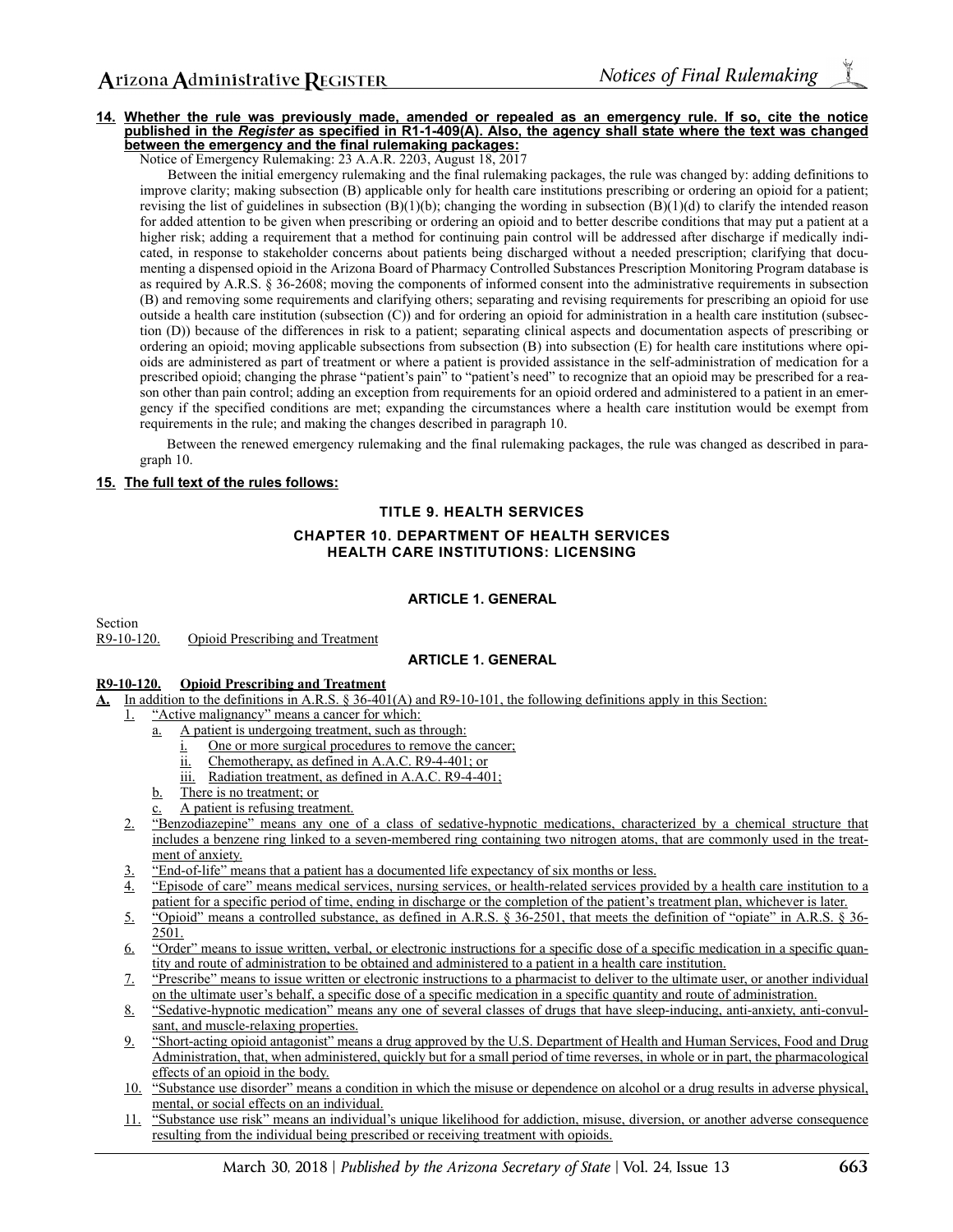**14. Whether the rule was previously made, amended or repealed as an emergency rule. If so, cite the notice published in the *Register* as specified in R1-1-409(A). Also, the agency shall state where the text was changed between the emergency and the final rulemaking packages:**

Notice of Emergency Rulemaking: 23 A.A.R. 2203, August 18, 2017

Between the initial emergency rulemaking and the final rulemaking packages, the rule was changed by: adding definitions to improve clarity; making subsection (B) applicable only for health care institutions prescribing or ordering an opioid for a patient; revising the list of guidelines in subsection (B)(1)(b); changing the wording in subsection (B)(1)(d) to clarify the intended reason for added attention to be given when prescribing or ordering an opioid and to better describe conditions that may put a patient at a higher risk; adding a requirement that a method for continuing pain control will be addressed after discharge if medically indicated, in response to stakeholder concerns about patients being discharged without a needed prescription; clarifying that documenting a dispensed opioid in the Arizona Board of Pharmacy Controlled Substances Prescription Monitoring Program database is as required by A.R.S. § 36-2608; moving the components of informed consent into the administrative requirements in subsection (B) and removing some requirements and clarifying others; separating and revising requirements for prescribing an opioid for use outside a health care institution (subsection (C)) and for ordering an opioid for administration in a health care institution (subsection (D)) because of the differences in risk to a patient; separating clinical aspects and documentation aspects of prescribing or ordering an opioid; moving applicable subsections from subsection (B) into subsection (E) for health care institutions where opioids are administered as part of treatment or where a patient is provided assistance in the self-administration of medication for a prescribed opioid; changing the phrase "patient's pain" to "patient's need" to recognize that an opioid may be prescribed for a reason other than pain control; adding an exception from requirements for an opioid ordered and administered to a patient in an emergency if the specified conditions are met; expanding the circumstances where a health care institution would be exempt from requirements in the rule; and making the changes described in paragraph 10.

Between the renewed emergency rulemaking and the final rulemaking packages, the rule was changed as described in paragraph 10.

**15. The full text of the rules follows:**

## TITLE 9. HEALTH SERVICES

## CHAPTER 10. DEPARTMENT OF HEALTH SERVICES HEALTH CARE INSTITUTIONS: LICENSING

### ARTICLE 1. GENERAL

Section
R9-10-120. Opioid Prescribing and Treatment

### ARTICLE 1. GENERAL

**R9-10-120. Opioid Prescribing and Treatment**

**A.** In addition to the definitions in A.R.S. § 36-401(A) and R9-10-101, the following definitions apply in this Section:

1. "Active malignancy" means a cancer for which:
   a. A patient is undergoing treatment, such as through:
      i. One or more surgical procedures to remove the cancer;
      ii. Chemotherapy, as defined in A.A.C. R9-4-401; or
      iii. Radiation treatment, as defined in A.A.C. R9-4-401;
   b. There is no treatment; or
   c. A patient is refusing treatment.
2. "Benzodiazepine" means any one of a class of sedative-hypnotic medications, characterized by a chemical structure that includes a benzene ring linked to a seven-membered ring containing two nitrogen atoms, that are commonly used in the treatment of anxiety.
3. "End-of-life" means that a patient has a documented life expectancy of six months or less.
4. "Episode of care" means medical services, nursing services, or health-related services provided by a health care institution to a patient for a specific period of time, ending in discharge or the completion of the patient's treatment plan, whichever is later.
5. "Opioid" means a controlled substance, as defined in A.R.S. § 36-2501, that meets the definition of "opiate" in A.R.S. § 36-2501.
6. "Order" means to issue written, verbal, or electronic instructions for a specific dose of a specific medication in a specific quantity and route of administration to be obtained and administered to a patient in a health care institution.
7. "Prescribe" means to issue written or electronic instructions to a pharmacist to deliver to the ultimate user, or another individual on the ultimate user's behalf, a specific dose of a specific medication in a specific quantity and route of administration.
8. "Sedative-hypnotic medication" means any one of several classes of drugs that have sleep-inducing, anti-anxiety, anti-convulsant, and muscle-relaxing properties.
9. "Short-acting opioid antagonist" means a drug approved by the U.S. Department of Health and Human Services, Food and Drug Administration, that, when administered, quickly but for a small period of time reverses, in whole or in part, the pharmacological effects of an opioid in the body.
10. "Substance use disorder" means a condition in which the misuse or dependence on alcohol or a drug results in adverse physical, mental, or social effects on an individual.
11. "Substance use risk" means an individual's unique likelihood for addiction, misuse, diversion, or another adverse consequence resulting from the individual being prescribed or receiving treatment with opioids.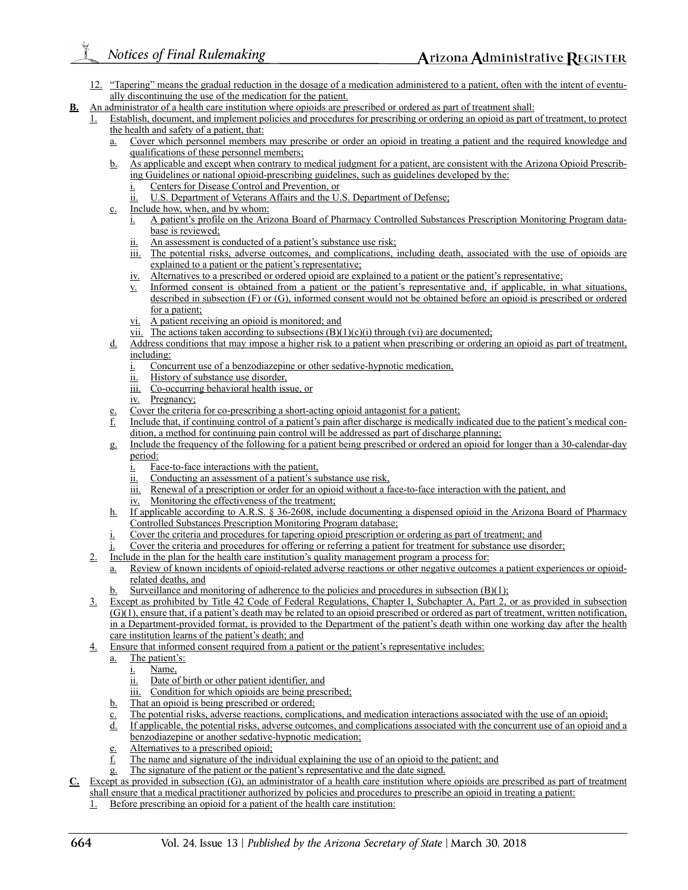12. "Tapering" means the gradual reduction in the dosage of a medication administered to a patient, often with the intent of eventually discontinuing the use of the medication for the patient.

**B.** An administrator of a health care institution where opioids are prescribed or ordered as part of treatment shall:

1. Establish, document, and implement policies and procedures for prescribing or ordering an opioid as part of treatment, to protect the health and safety of a patient, that:
   a. Cover which personnel members may prescribe or order an opioid in treating a patient and the required knowledge and qualifications of these personnel members;
   b. As applicable and except when contrary to medical judgment for a patient, are consistent with the Arizona Opioid Prescribing Guidelines or national opioid-prescribing guidelines, such as guidelines developed by the:
      i. Centers for Disease Control and Prevention, or
      ii. U.S. Department of Veterans Affairs and the U.S. Department of Defense;
   c. Include how, when, and by whom:
      i. A patient's profile on the Arizona Board of Pharmacy Controlled Substances Prescription Monitoring Program database is reviewed;
      ii. An assessment is conducted of a patient's substance use risk;
      iii. The potential risks, adverse outcomes, and complications, including death, associated with the use of opioids are explained to a patient or the patient's representative;
      iv. Alternatives to a prescribed or ordered opioid are explained to a patient or the patient's representative;
      v. Informed consent is obtained from a patient or the patient's representative and, if applicable, in what situations, described in subsection (F) or (G), informed consent would not be obtained before an opioid is prescribed or ordered for a patient;
      vi. A patient receiving an opioid is monitored; and
      vii. The actions taken according to subsections (B)(1)(c)(i) through (vi) are documented;
   d. Address conditions that may impose a higher risk to a patient when prescribing or ordering an opioid as part of treatment, including:
      i. Concurrent use of a benzodiazepine or other sedative-hypnotic medication,
      ii. History of substance use disorder,
      iii. Co-occurring behavioral health issue, or
      iv. Pregnancy;
   e. Cover the criteria for co-prescribing a short-acting opioid antagonist for a patient;
   f. Include that, if continuing control of a patient's pain after discharge is medically indicated due to the patient's medical condition, a method for continuing pain control will be addressed as part of discharge planning;
   g. Include the frequency of the following for a patient being prescribed or ordered an opioid for longer than a 30-calendar-day period:
      i. Face-to-face interactions with the patient,
      ii. Conducting an assessment of a patient's substance use risk,
      iii. Renewal of a prescription or order for an opioid without a face-to-face interaction with the patient, and
      iv. Monitoring the effectiveness of the treatment;
   h. If applicable according to A.R.S. § 36-2608, include documenting a dispensed opioid in the Arizona Board of Pharmacy Controlled Substances Prescription Monitoring Program database;
   i. Cover the criteria and procedures for tapering opioid prescription or ordering as part of treatment; and
   j. Cover the criteria and procedures for offering or referring a patient for treatment for substance use disorder;
2. Include in the plan for the health care institution's quality management program a process for:
   a. Review of known incidents of opioid-related adverse reactions or other negative outcomes a patient experiences or opioid-related deaths, and
   b. Surveillance and monitoring of adherence to the policies and procedures in subsection (B)(1);
3. Except as prohibited by Title 42 Code of Federal Regulations, Chapter I, Subchapter A, Part 2, or as provided in subsection (G)(1), ensure that, if a patient's death may be related to an opioid prescribed or ordered as part of treatment, written notification, in a Department-provided format, is provided to the Department of the patient's death within one working day after the health care institution learns of the patient's death; and
4. Ensure that informed consent required from a patient or the patient's representative includes:
   a. The patient's:
      i. Name,
      ii. Date of birth or other patient identifier, and
      iii. Condition for which opioids are being prescribed;
   b. That an opioid is being prescribed or ordered;
   c. The potential risks, adverse reactions, complications, and medication interactions associated with the use of an opioid;
   d. If applicable, the potential risks, adverse outcomes, and complications associated with the concurrent use of an opioid and a benzodiazepine or another sedative-hypnotic medication;
   e. Alternatives to a prescribed opioid;
   f. The name and signature of the individual explaining the use of an opioid to the patient; and
   g. The signature of the patient or the patient's representative and the date signed.

**C.** Except as provided in subsection (G), an administrator of a health care institution where opioids are prescribed as part of treatment shall ensure that a medical practitioner authorized by policies and procedures to prescribe an opioid in treating a patient:

1. Before prescribing an opioid for a patient of the health care institution: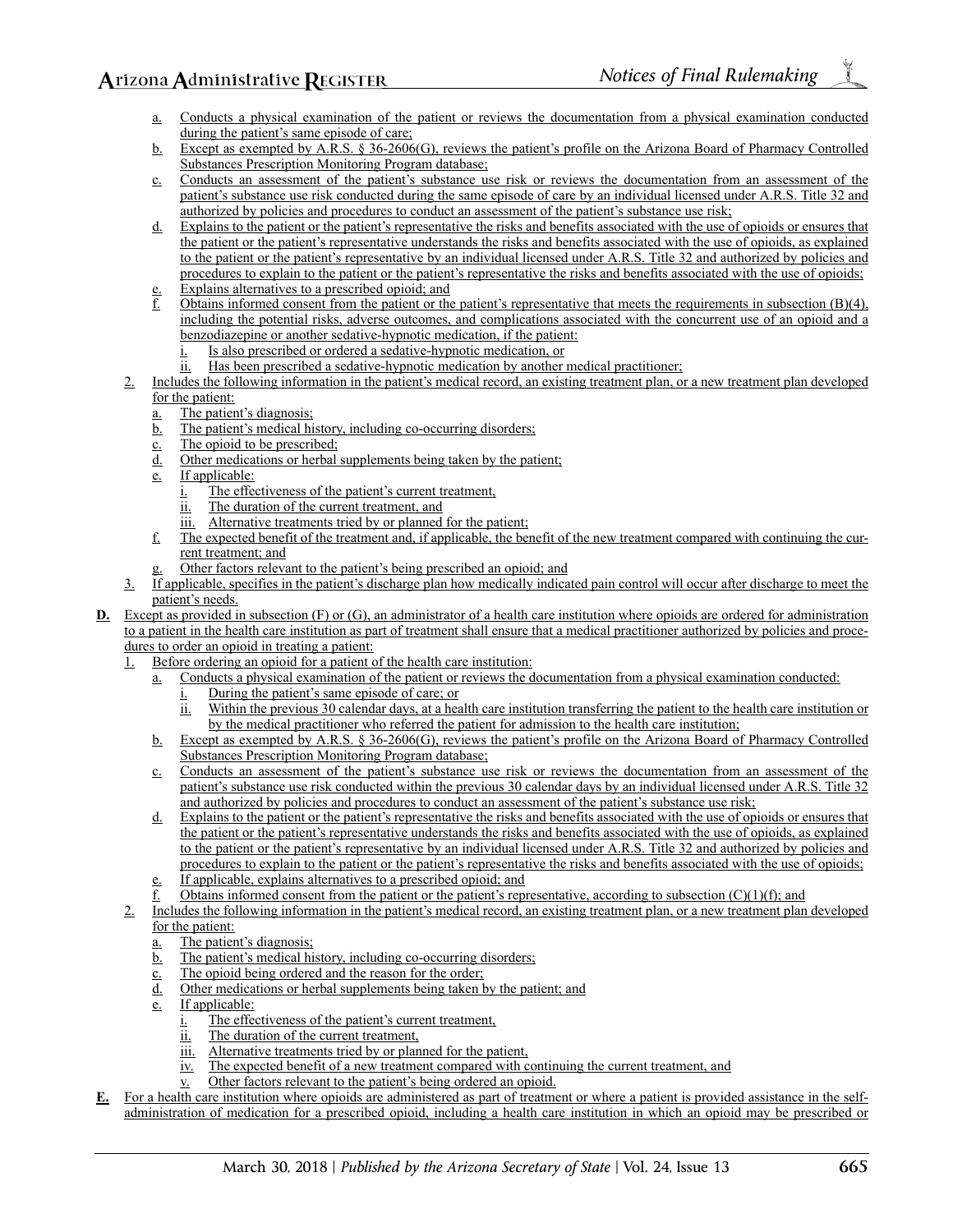a. Conducts a physical examination of the patient or reviews the documentation from a physical examination conducted during the patient's same episode of care;
b. Except as exempted by A.R.S. § 36-2606(G), reviews the patient's profile on the Arizona Board of Pharmacy Controlled Substances Prescription Monitoring Program database;
c. Conducts an assessment of the patient's substance use risk or reviews the documentation from an assessment of the patient's substance use risk conducted during the same episode of care by an individual licensed under A.R.S. Title 32 and authorized by policies and procedures to conduct an assessment of the patient's substance use risk;
d. Explains to the patient or the patient's representative the risks and benefits associated with the use of opioids or ensures that the patient or the patient's representative understands the risks and benefits associated with the use of opioids, as explained to the patient or the patient's representative by an individual licensed under A.R.S. Title 32 and authorized by policies and procedures to explain to the patient or the patient's representative the risks and benefits associated with the use of opioids;
e. Explains alternatives to a prescribed opioid; and
f. Obtains informed consent from the patient or the patient's representative that meets the requirements in subsection (B)(4), including the potential risks, adverse outcomes, and complications associated with the concurrent use of an opioid and a benzodiazepine or another sedative-hypnotic medication, if the patient:
   i. Is also prescribed or ordered a sedative-hypnotic medication, or
   ii. Has been prescribed a sedative-hypnotic medication by another medical practitioner;

2. Includes the following information in the patient's medical record, an existing treatment plan, or a new treatment plan developed for the patient:
   a. The patient's diagnosis;
   b. The patient's medical history, including co-occurring disorders;
   c. The opioid to be prescribed;
   d. Other medications or herbal supplements being taken by the patient;
   e. If applicable:
      i. The effectiveness of the patient's current treatment,
      ii. The duration of the current treatment, and
      iii. Alternative treatments tried by or planned for the patient;
   f. The expected benefit of the treatment and, if applicable, the benefit of the new treatment compared with continuing the current treatment; and
   g. Other factors relevant to the patient's being prescribed an opioid; and
3. If applicable, specifies in the patient's discharge plan how medically indicated pain control will occur after discharge to meet the patient's needs.

**D.** Except as provided in subsection (F) or (G), an administrator of a health care institution where opioids are ordered for administration to a patient in the health care institution as part of treatment shall ensure that a medical practitioner authorized by policies and procedures to order an opioid in treating a patient:

1. Before ordering an opioid for a patient of the health care institution:
   a. Conducts a physical examination of the patient or reviews the documentation from a physical examination conducted:
      i. During the patient's same episode of care; or
      ii. Within the previous 30 calendar days, at a health care institution transferring the patient to the health care institution or by the medical practitioner who referred the patient for admission to the health care institution;
   b. Except as exempted by A.R.S. § 36-2606(G), reviews the patient's profile on the Arizona Board of Pharmacy Controlled Substances Prescription Monitoring Program database;
   c. Conducts an assessment of the patient's substance use risk or reviews the documentation from an assessment of the patient's substance use risk conducted within the previous 30 calendar days by an individual licensed under A.R.S. Title 32 and authorized by policies and procedures to conduct an assessment of the patient's substance use risk;
   d. Explains to the patient or the patient's representative the risks and benefits associated with the use of opioids or ensures that the patient or the patient's representative understands the risks and benefits associated with the use of opioids, as explained to the patient or the patient's representative by an individual licensed under A.R.S. Title 32 and authorized by policies and procedures to explain to the patient or the patient's representative the risks and benefits associated with the use of opioids;
   e. If applicable, explains alternatives to a prescribed opioid; and
   f. Obtains informed consent from the patient or the patient's representative, according to subsection (C)(1)(f); and
2. Includes the following information in the patient's medical record, an existing treatment plan, or a new treatment plan developed for the patient:
   a. The patient's diagnosis;
   b. The patient's medical history, including co-occurring disorders;
   c. The opioid being ordered and the reason for the order;
   d. Other medications or herbal supplements being taken by the patient; and
   e. If applicable:
      i. The effectiveness of the patient's current treatment,
      ii. The duration of the current treatment,
      iii. Alternative treatments tried by or planned for the patient,
      iv. The expected benefit of a new treatment compared with continuing the current treatment, and
      v. Other factors relevant to the patient's being ordered an opioid.

**E.** For a health care institution where opioids are administered as part of treatment or where a patient is provided assistance in the self-administration of medication for a prescribed opioid, including a health care institution in which an opioid may be prescribed or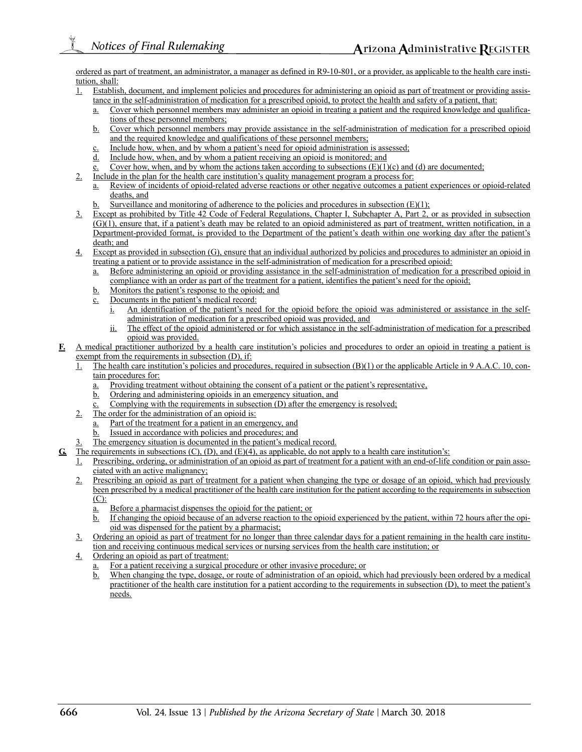ordered as part of treatment, an administrator, a manager as defined in R9-10-801, or a provider, as applicable to the health care institution, shall:

1. Establish, document, and implement policies and procedures for administering an opioid as part of treatment or providing assistance in the self-administration of medication for a prescribed opioid, to protect the health and safety of a patient, that:
   a. Cover which personnel members may administer an opioid in treating a patient and the required knowledge and qualifications of these personnel members;
   b. Cover which personnel members may provide assistance in the self-administration of medication for a prescribed opioid and the required knowledge and qualifications of these personnel members;
   c. Include how, when, and by whom a patient's need for opioid administration is assessed;
   d. Include how, when, and by whom a patient receiving an opioid is monitored; and
   e. Cover how, when, and by whom the actions taken according to subsections (E)(1)(c) and (d) are documented;
2. Include in the plan for the health care institution's quality management program a process for:
   a. Review of incidents of opioid-related adverse reactions or other negative outcomes a patient experiences or opioid-related deaths, and
   b. Surveillance and monitoring of adherence to the policies and procedures in subsection (E)(1);
3. Except as prohibited by Title 42 Code of Federal Regulations, Chapter I, Subchapter A, Part 2, or as provided in subsection (G)(1), ensure that, if a patient's death may be related to an opioid administered as part of treatment, written notification, in a Department-provided format, is provided to the Department of the patient's death within one working day after the patient's death; and
4. Except as provided in subsection (G), ensure that an individual authorized by policies and procedures to administer an opioid in treating a patient or to provide assistance in the self-administration of medication for a prescribed opioid:
   a. Before administering an opioid or providing assistance in the self-administration of medication for a prescribed opioid in compliance with an order as part of the treatment for a patient, identifies the patient's need for the opioid;
   b. Monitors the patient's response to the opioid; and
   c. Documents in the patient's medical record:
      i. An identification of the patient's need for the opioid before the opioid was administered or assistance in the self-administration of medication for a prescribed opioid was provided, and
      ii. The effect of the opioid administered or for which assistance in the self-administration of medication for a prescribed opioid was provided.

**F.** A medical practitioner authorized by a health care institution's policies and procedures to order an opioid in treating a patient is exempt from the requirements in subsection (D), if:

1. The health care institution's policies and procedures, required in subsection (B)(1) or the applicable Article in 9 A.A.C. 10, contain procedures for:
   a. Providing treatment without obtaining the consent of a patient or the patient's representative,
   b. Ordering and administering opioids in an emergency situation, and
   c. Complying with the requirements in subsection (D) after the emergency is resolved;
2. The order for the administration of an opioid is:
   a. Part of the treatment for a patient in an emergency, and
   b. Issued in accordance with policies and procedures; and
3. The emergency situation is documented in the patient's medical record.

**G.** The requirements in subsections (C), (D), and (E)(4), as applicable, do not apply to a health care institution's:

1. Prescribing, ordering, or administration of an opioid as part of treatment for a patient with an end-of-life condition or pain associated with an active malignancy;
2. Prescribing an opioid as part of treatment for a patient when changing the type or dosage of an opioid, which had previously been prescribed by a medical practitioner of the health care institution for the patient according to the requirements in subsection (C):
   a. Before a pharmacist dispenses the opioid for the patient; or
   b. If changing the opioid because of an adverse reaction to the opioid experienced by the patient, within 72 hours after the opioid was dispensed for the patient by a pharmacist;
3. Ordering an opioid as part of treatment for no longer than three calendar days for a patient remaining in the health care institution and receiving continuous medical services or nursing services from the health care institution; or
4. Ordering an opioid as part of treatment:
   a. For a patient receiving a surgical procedure or other invasive procedure; or
   b. When changing the type, dosage, or route of administration of an opioid, which had previously been ordered by a medical practitioner of the health care institution for a patient according to the requirements in subsection (D), to meet the patient's needs.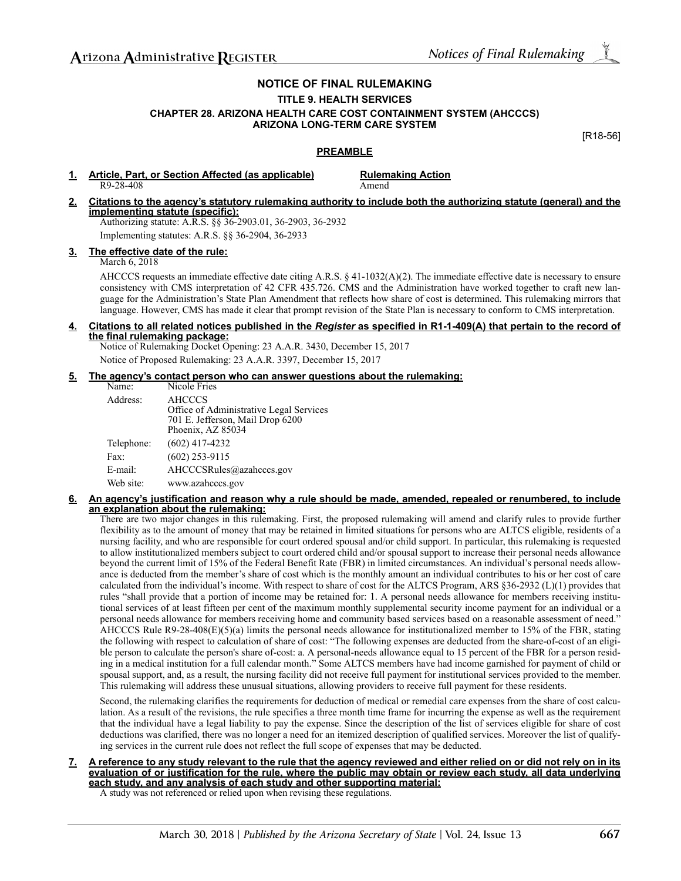## NOTICE OF FINAL RULEMAKING

### TITLE 9. HEALTH SERVICES

### CHAPTER 28. ARIZONA HEALTH CARE COST CONTAINMENT SYSTEM (AHCCCS) ARIZONA LONG-TERM CARE SYSTEM

[R18-56]

## PREAMBLE

**1. Article, Part, or Section Affected (as applicable) — Rulemaking Action**

| Article, Part, or Section Affected (as applicable) | Rulemaking Action |
|---|---|
| R9-28-408 | Amend |

**2. Citations to the agency's statutory rulemaking authority to include both the authorizing statute (general) and the implementing statute (specific):**

Authorizing statute: A.R.S. §§ 36-2903.01, 36-2903, 36-2932

Implementing statutes: A.R.S. §§ 36-2904, 36-2933

**3. The effective date of the rule:**

March 6, 2018

AHCCCS requests an immediate effective date citing A.R.S. § 41-1032(A)(2). The immediate effective date is necessary to ensure consistency with CMS interpretation of 42 CFR 435.726. CMS and the Administration have worked together to craft new language for the Administration's State Plan Amendment that reflects how share of cost is determined. This rulemaking mirrors that language. However, CMS has made it clear that prompt revision of the State Plan is necessary to conform to CMS interpretation.

**4. Citations to all related notices published in the *Register* as specified in R1-1-409(A) that pertain to the record of the final rulemaking package:**

Notice of Rulemaking Docket Opening: 23 A.A.R. 3430, December 15, 2017

Notice of Proposed Rulemaking: 23 A.A.R. 3397, December 15, 2017

**5. The agency's contact person who can answer questions about the rulemaking:**

| | |
|---|---|
| Name: | Nicole Fries |
| Address: | AHCCCS<br>Office of Administrative Legal Services<br>701 E. Jefferson, Mail Drop 6200<br>Phoenix, AZ 85034 |
| Telephone: | (602) 417-4232 |
| Fax: | (602) 253-9115 |
| E-mail: | AHCCCSRules@azahcccs.gov |
| Web site: | www.azahcccs.gov |

**6. An agency's justification and reason why a rule should be made, amended, repealed or renumbered, to include an explanation about the rulemaking:**

There are two major changes in this rulemaking. First, the proposed rulemaking will amend and clarify rules to provide further flexibility as to the amount of money that may be retained in limited situations for persons who are ALTCS eligible, residents of a nursing facility, and who are responsible for court ordered spousal and/or child support. In particular, this rulemaking is requested to allow institutionalized members subject to court ordered child and/or spousal support to increase their personal needs allowance beyond the current limit of 15% of the Federal Benefit Rate (FBR) in limited circumstances. An individual's personal needs allowance is deducted from the member's share of cost which is the monthly amount an individual contributes to his or her cost of care calculated from the individual's income. With respect to share of cost for the ALTCS Program, ARS §36-2932 (L)(1) provides that rules "shall provide that a portion of income may be retained for: 1. A personal needs allowance for members receiving institutional services of at least fifteen per cent of the maximum monthly supplemental security income payment for an individual or a personal needs allowance for members receiving home and community based services based on a reasonable assessment of need." AHCCCS Rule R9-28-408(E)(5)(a) limits the personal needs allowance for institutionalized member to 15% of the FBR, stating the following with respect to calculation of share of cost: "The following expenses are deducted from the share-of-cost of an eligible person to calculate the person's share of-cost: a. A personal-needs allowance equal to 15 percent of the FBR for a person residing in a medical institution for a full calendar month." Some ALTCS members have had income garnished for payment of child or spousal support, and, as a result, the nursing facility did not receive full payment for institutional services provided to the member. This rulemaking will address these unusual situations, allowing providers to receive full payment for these residents.

Second, the rulemaking clarifies the requirements for deduction of medical or remedial care expenses from the share of cost calculation. As a result of the revisions, the rule specifies a three month time frame for incurring the expense as well as the requirement that the individual have a legal liability to pay the expense. Since the description of the list of services eligible for share of cost deductions was clarified, there was no longer a need for an itemized description of qualified services. Moreover the list of qualifying services in the current rule does not reflect the full scope of expenses that may be deducted.

**7. A reference to any study relevant to the rule that the agency reviewed and either relied on or did not rely on in its evaluation of or justification for the rule, where the public may obtain or review each study, all data underlying each study, and any analysis of each study and other supporting material:**

A study was not referenced or relied upon when revising these regulations.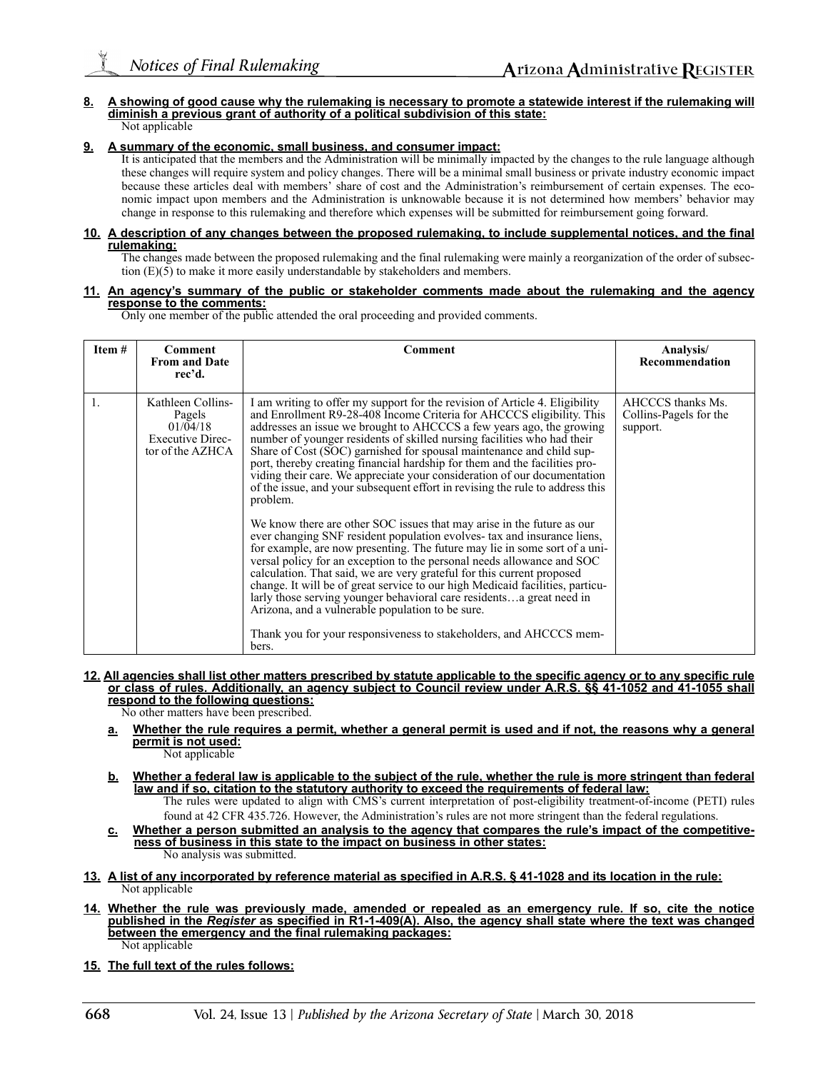**8. A showing of good cause why the rulemaking is necessary to promote a statewide interest if the rulemaking will diminish a previous grant of authority of a political subdivision of this state:**

Not applicable

**9. A summary of the economic, small business, and consumer impact:**

It is anticipated that the members and the Administration will be minimally impacted by the changes to the rule language although these changes will require system and policy changes. There will be a minimal small business or private industry economic impact because these articles deal with members' share of cost and the Administration's reimbursement of certain expenses. The economic impact upon members and the Administration is unknowable because it is not determined how members' behavior may change in response to this rulemaking and therefore which expenses will be submitted for reimbursement going forward.

**10. A description of any changes between the proposed rulemaking, to include supplemental notices, and the final rulemaking:**

The changes made between the proposed rulemaking and the final rulemaking were mainly a reorganization of the order of subsection (E)(5) to make it more easily understandable by stakeholders and members.

**11. An agency's summary of the public or stakeholder comments made about the rulemaking and the agency response to the comments:**

Only one member of the public attended the oral proceeding and provided comments.

| Item # | Comment From and Date rec'd. | Comment | Analysis/ Recommendation |
|---|---|---|---|
| 1. | Kathleen Collins-Pagels 01/04/18 Executive Director of the AZHCA | I am writing to offer my support for the revision of Article 4. Eligibility and Enrollment R9-28-408 Income Criteria for AHCCCS eligibility. This addresses an issue we brought to AHCCCS a few years ago, the growing number of younger residents of skilled nursing facilities who had their Share of Cost (SOC) garnished for spousal maintenance and child support, thereby creating financial hardship for them and the facilities providing their care. We appreciate your consideration of our documentation of the issue, and your subsequent effort in revising the rule to address this problem.<br><br>We know there are other SOC issues that may arise in the future as our ever changing SNF resident population evolves- tax and insurance liens, for example, are now presenting. The future may lie in some sort of a universal policy for an exception to the personal needs allowance and SOC calculation. That said, we are very grateful for this current proposed change. It will be of great service to our high Medicaid facilities, particularly those serving younger behavioral care residents…a great need in Arizona, and a vulnerable population to be sure.<br><br>Thank you for your responsiveness to stakeholders, and AHCCCS members. | AHCCCS thanks Ms. Collins-Pagels for the support. |

**12. All agencies shall list other matters prescribed by statute applicable to the specific agency or to any specific rule or class of rules. Additionally, an agency subject to Council review under A.R.S. §§ 41-1052 and 41-1055 shall respond to the following questions:**

No other matters have been prescribed.

**a. Whether the rule requires a permit, whether a general permit is used and if not, the reasons why a general permit is not used:**

Not applicable

**b. Whether a federal law is applicable to the subject of the rule, whether the rule is more stringent than federal law and if so, citation to the statutory authority to exceed the requirements of federal law:**

The rules were updated to align with CMS's current interpretation of post-eligibility treatment-of-income (PETI) rules found at 42 CFR 435.726. However, the Administration's rules are not more stringent than the federal regulations.

**c. Whether a person submitted an analysis to the agency that compares the rule's impact of the competitiveness of business in this state to the impact on business in other states:**

No analysis was submitted.

**13. A list of any incorporated by reference material as specified in A.R.S. § 41-1028 and its location in the rule:**

Not applicable

**14. Whether the rule was previously made, amended or repealed as an emergency rule. If so, cite the notice published in the *Register* as specified in R1-1-409(A). Also, the agency shall state where the text was changed between the emergency and the final rulemaking packages:**

Not applicable

**15. The full text of the rules follows:**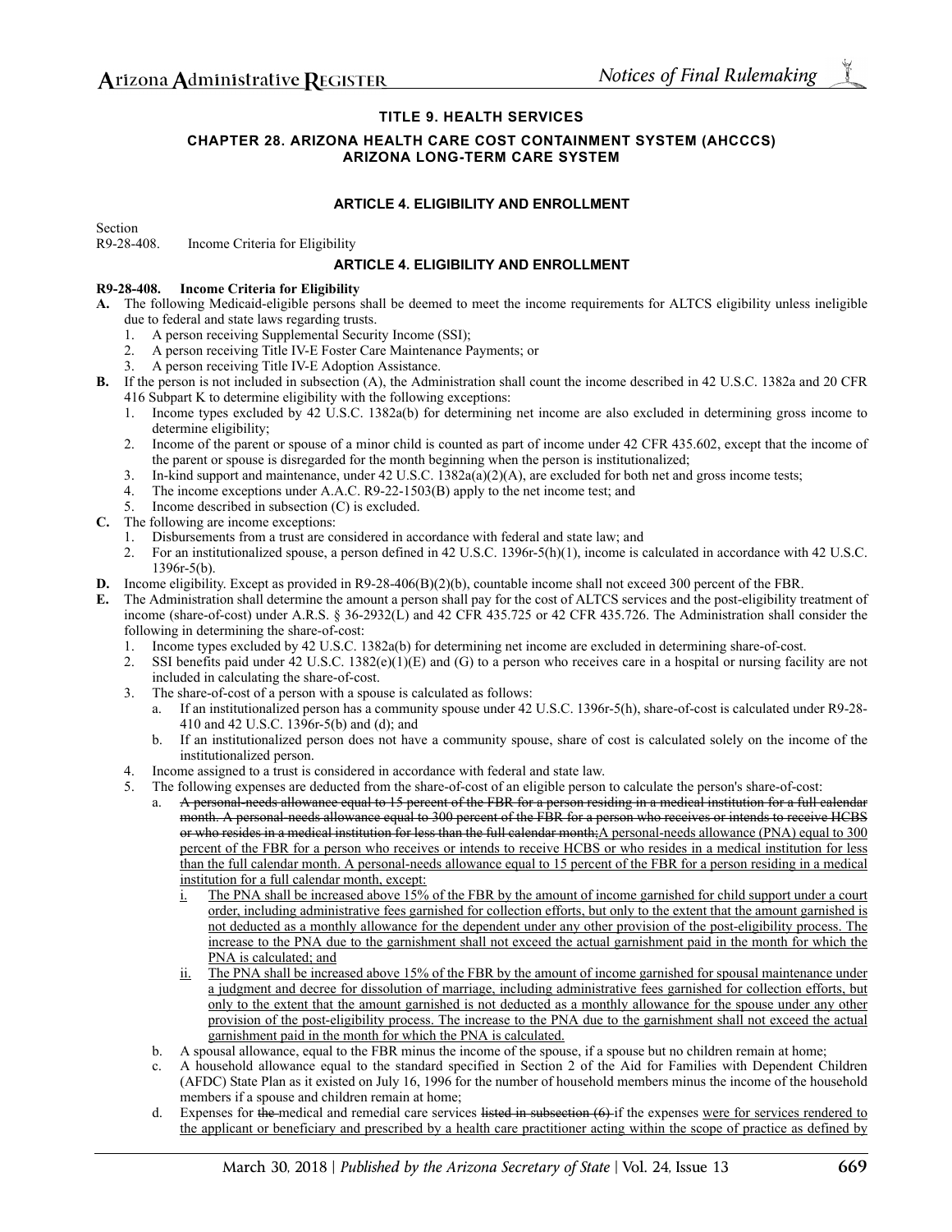# TITLE 9. HEALTH SERVICES

## CHAPTER 28. ARIZONA HEALTH CARE COST CONTAINMENT SYSTEM (AHCCCS) ARIZONA LONG-TERM CARE SYSTEM

### ARTICLE 4. ELIGIBILITY AND ENROLLMENT

Section
R9-28-408. Income Criteria for Eligibility

### ARTICLE 4. ELIGIBILITY AND ENROLLMENT

**R9-28-408. Income Criteria for Eligibility**

**A.** The following Medicaid-eligible persons shall be deemed to meet the income requirements for ALTCS eligibility unless ineligible due to federal and state laws regarding trusts.

1. A person receiving Supplemental Security Income (SSI);
2. A person receiving Title IV-E Foster Care Maintenance Payments; or
3. A person receiving Title IV-E Adoption Assistance.

**B.** If the person is not included in subsection (A), the Administration shall count the income described in 42 U.S.C. 1382a and 20 CFR 416 Subpart K to determine eligibility with the following exceptions:

1. Income types excluded by 42 U.S.C. 1382a(b) for determining net income are also excluded in determining gross income to determine eligibility;
2. Income of the parent or spouse of a minor child is counted as part of income under 42 CFR 435.602, except that the income of the parent or spouse is disregarded for the month beginning when the person is institutionalized;
3. In-kind support and maintenance, under 42 U.S.C. 1382a(a)(2)(A), are excluded for both net and gross income tests;
4. The income exceptions under A.A.C. R9-22-1503(B) apply to the net income test; and
5. Income described in subsection (C) is excluded.

**C.** The following are income exceptions:

1. Disbursements from a trust are considered in accordance with federal and state law; and
2. For an institutionalized spouse, a person defined in 42 U.S.C. 1396r-5(h)(1), income is calculated in accordance with 42 U.S.C. 1396r-5(b).

**D.** Income eligibility. Except as provided in R9-28-406(B)(2)(b), countable income shall not exceed 300 percent of the FBR.

**E.** The Administration shall determine the amount a person shall pay for the cost of ALTCS services and the post-eligibility treatment of income (share-of-cost) under A.R.S. § 36-2932(L) and 42 CFR 435.725 or 42 CFR 435.726. The Administration shall consider the following in determining the share-of-cost:

1. Income types excluded by 42 U.S.C. 1382a(b) for determining net income are excluded in determining share-of-cost.
2. SSI benefits paid under 42 U.S.C. 1382(e)(1)(E) and (G) to a person who receives care in a hospital or nursing facility are not included in calculating the share-of-cost.
3. The share-of-cost of a person with a spouse is calculated as follows:
   a. If an institutionalized person has a community spouse under 42 U.S.C. 1396r-5(h), share-of-cost is calculated under R9-28-410 and 42 U.S.C. 1396r-5(b) and (d); and
   b. If an institutionalized person does not have a community spouse, share of cost is calculated solely on the income of the institutionalized person.
4. Income assigned to a trust is considered in accordance with federal and state law.
5. The following expenses are deducted from the share-of-cost of an eligible person to calculate the person's share-of-cost:
   a. ~~A personal-needs allowance equal to 15 percent of the FBR for a person residing in a medical institution for a full calendar month. A personal-needs allowance equal to 300 percent of the FBR for a person who receives or intends to receive HCBS or who resides in a medical institution for less than the full calendar month;~~A personal-needs allowance (PNA) equal to 300 percent of the FBR for a person who receives or intends to receive HCBS or who resides in a medical institution for less than the full calendar month. A personal-needs allowance equal to 15 percent of the FBR for a person residing in a medical institution for a full calendar month, except:
      i. The PNA shall be increased above 15% of the FBR by the amount of income garnished for child support under a court order, including administrative fees garnished for collection efforts, but only to the extent that the amount garnished is not deducted as a monthly allowance for the dependent under any other provision of the post-eligibility process. The increase to the PNA due to the garnishment shall not exceed the actual garnishment paid in the month for which the PNA is calculated; and
      ii. The PNA shall be increased above 15% of the FBR by the amount of income garnished for spousal maintenance under a judgment and decree for dissolution of marriage, including administrative fees garnished for collection efforts, but only to the extent that the amount garnished is not deducted as a monthly allowance for the spouse under any other provision of the post-eligibility process. The increase to the PNA due to the garnishment shall not exceed the actual garnishment paid in the month for which the PNA is calculated.
   b. A spousal allowance, equal to the FBR minus the income of the spouse, if a spouse but no children remain at home;
   c. A household allowance equal to the standard specified in Section 2 of the Aid for Families with Dependent Children (AFDC) State Plan as it existed on July 16, 1996 for the number of household members minus the income of the household members if a spouse and children remain at home;
   d. Expenses for ~~the~~ medical and remedial care services ~~listed in subsection (6)~~ if the expenses were for services rendered to the applicant or beneficiary and prescribed by a health care practitioner acting within the scope of practice as defined by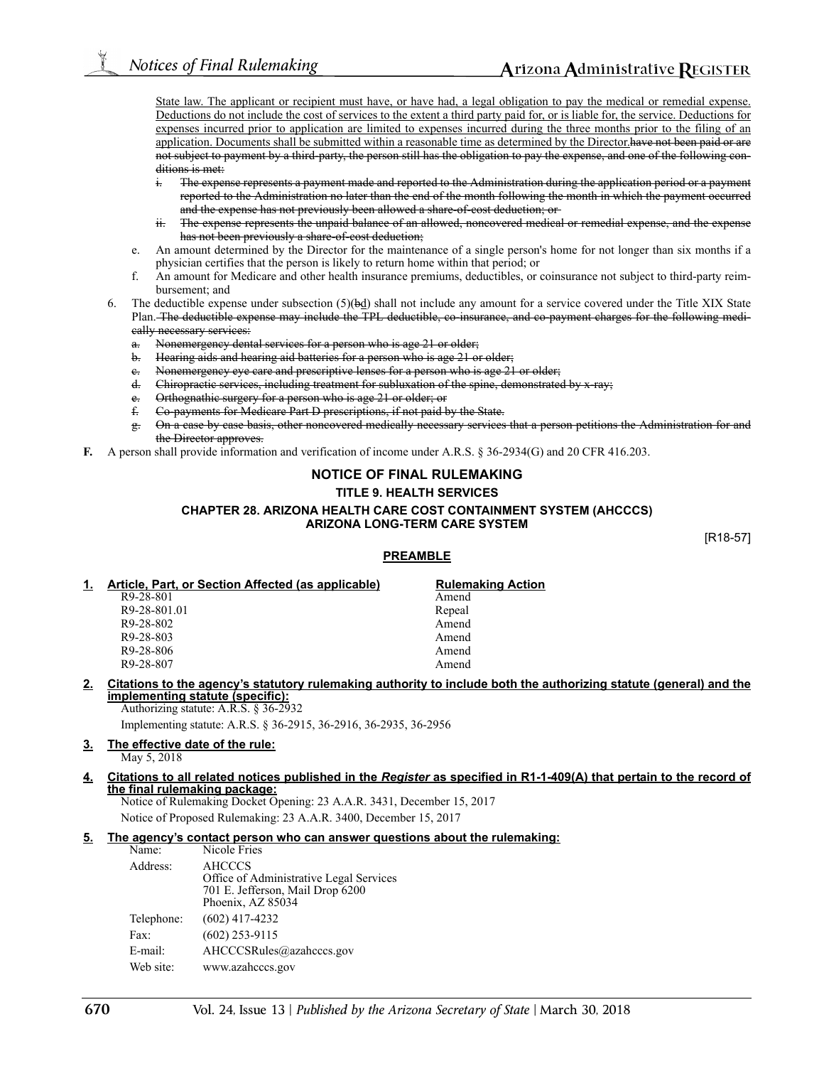State law. The applicant or recipient must have, or have had, a legal obligation to pay the medical or remedial expense. Deductions do not include the cost of services to the extent a third party paid for, or is liable for, the service. Deductions for expenses incurred prior to application are limited to expenses incurred during the three months prior to the filing of an application. Documents shall be submitted within a reasonable time as determined by the Director.~~have not been paid or are not subject to payment by a third-party, the person still has the obligation to pay the expense, and one of the following conditions is met:~~

   - ~~i. The expense represents a payment made and reported to the Administration during the application period or a payment reported to the Administration no later than the end of the month following the month in which the payment occurred and the expense has not previously been allowed a share-of-cost deduction; or~~
   - ~~ii. The expense represents the unpaid balance of an allowed, noncovered medical or remedial expense, and the expense has not been previously a share-of-cost deduction;~~

   e. An amount determined by the Director for the maintenance of a single person's home for not longer than six months if a physician certifies that the person is likely to return home within that period; or

   f. An amount for Medicare and other health insurance premiums, deductibles, or coinsurance not subject to third-party reimbursement; and

6. The deductible expense under subsection (5)(~~b~~d) shall not include any amount for a service covered under the Title XIX State Plan.~~ The deductible expense may include the TPL deductible, co-insurance, and co-payment charges for the following medically necessary services:~~
   - ~~a. Nonemergency dental services for a person who is age 21 or older;~~
   - ~~b. Hearing aids and hearing aid batteries for a person who is age 21 or older;~~
   - ~~c. Nonemergency eye care and prescriptive lenses for a person who is age 21 or older;~~
   - ~~d. Chiropractic services, including treatment for subluxation of the spine, demonstrated by x-ray;~~
   - ~~e. Orthognathic surgery for a person who is age 21 or older; or~~
   - ~~f. Co-payments for Medicare Part D prescriptions, if not paid by the State.~~
   - ~~g. On a case by case basis, other noncovered medically necessary services that a person petitions the Administration for and the Director approves.~~

**F.** A person shall provide information and verification of income under A.R.S. § 36-2934(G) and 20 CFR 416.203.

## NOTICE OF FINAL RULEMAKING

### TITLE 9. HEALTH SERVICES

### CHAPTER 28. ARIZONA HEALTH CARE COST CONTAINMENT SYSTEM (AHCCCS) ARIZONA LONG-TERM CARE SYSTEM

[R18-57]

### PREAMBLE

**1. Article, Part, or Section Affected (as applicable) — Rulemaking Action**

| Article, Part, or Section Affected (as applicable) | Rulemaking Action |
|---|---|
| R9-28-801 | Amend |
| R9-28-801.01 | Repeal |
| R9-28-802 | Amend |
| R9-28-803 | Amend |
| R9-28-806 | Amend |
| R9-28-807 | Amend |

**2. Citations to the agency's statutory rulemaking authority to include both the authorizing statute (general) and the implementing statute (specific):**

Authorizing statute: A.R.S. § 36-2932

Implementing statute: A.R.S. § 36-2915, 36-2916, 36-2935, 36-2956

**3. The effective date of the rule:**

May 5, 2018

**4. Citations to all related notices published in the *Register* as specified in R1-1-409(A) that pertain to the record of the final rulemaking package:**

Notice of Rulemaking Docket Opening: 23 A.A.R. 3431, December 15, 2017

Notice of Proposed Rulemaking: 23 A.A.R. 3400, December 15, 2017

**5. The agency's contact person who can answer questions about the rulemaking:**

| | |
|---|---|
| Name: | Nicole Fries |
| Address: | AHCCCS<br>Office of Administrative Legal Services<br>701 E. Jefferson, Mail Drop 6200<br>Phoenix, AZ 85034 |
| Telephone: | (602) 417-4232 |
| Fax: | (602) 253-9115 |
| E-mail: | AHCCCSRules@azahcccs.gov |
| Web site: | www.azahcccs.gov |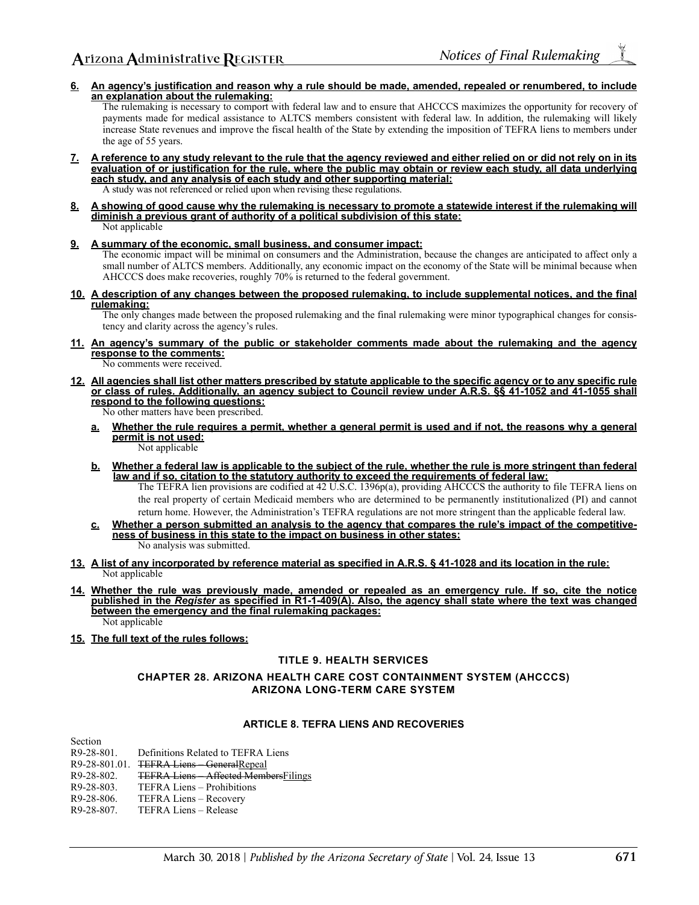**6. An agency's justification and reason why a rule should be made, amended, repealed or renumbered, to include an explanation about the rulemaking:**

The rulemaking is necessary to comport with federal law and to ensure that AHCCCS maximizes the opportunity for recovery of payments made for medical assistance to ALTCS members consistent with federal law. In addition, the rulemaking will likely increase State revenues and improve the fiscal health of the State by extending the imposition of TEFRA liens to members under the age of 55 years.

**7. A reference to any study relevant to the rule that the agency reviewed and either relied on or did not rely on in its evaluation of or justification for the rule, where the public may obtain or review each study, all data underlying each study, and any analysis of each study and other supporting material:**

A study was not referenced or relied upon when revising these regulations.

**8. A showing of good cause why the rulemaking is necessary to promote a statewide interest if the rulemaking will diminish a previous grant of authority of a political subdivision of this state:**

Not applicable

**9. A summary of the economic, small business, and consumer impact:**

The economic impact will be minimal on consumers and the Administration, because the changes are anticipated to affect only a small number of ALTCS members. Additionally, any economic impact on the economy of the State will be minimal because when AHCCCS does make recoveries, roughly 70% is returned to the federal government.

**10. A description of any changes between the proposed rulemaking, to include supplemental notices, and the final rulemaking:**

The only changes made between the proposed rulemaking and the final rulemaking were minor typographical changes for consistency and clarity across the agency's rules.

**11. An agency's summary of the public or stakeholder comments made about the rulemaking and the agency response to the comments:**

No comments were received.

**12. All agencies shall list other matters prescribed by statute applicable to the specific agency or to any specific rule or class of rules. Additionally, an agency subject to Council review under A.R.S. §§ 41-1052 and 41-1055 shall respond to the following questions:**

No other matters have been prescribed.

**a. Whether the rule requires a permit, whether a general permit is used and if not, the reasons why a general permit is not used:**

Not applicable

**b. Whether a federal law is applicable to the subject of the rule, whether the rule is more stringent than federal law and if so, citation to the statutory authority to exceed the requirements of federal law:**

The TEFRA lien provisions are codified at 42 U.S.C. 1396p(a), providing AHCCCS the authority to file TEFRA liens on the real property of certain Medicaid members who are determined to be permanently institutionalized (PI) and cannot return home. However, the Administration's TEFRA regulations are not more stringent than the applicable federal law.

**c. Whether a person submitted an analysis to the agency that compares the rule's impact of the competitiveness of business in this state to the impact on business in other states:**

No analysis was submitted.

**13. A list of any incorporated by reference material as specified in A.R.S. § 41-1028 and its location in the rule:**

Not applicable

**14. Whether the rule was previously made, amended or repealed as an emergency rule. If so, cite the notice published in the *Register* as specified in R1-1-409(A). Also, the agency shall state where the text was changed between the emergency and the final rulemaking packages:**

Not applicable

**15. The full text of the rules follows:**

## TITLE 9. HEALTH SERVICES

## CHAPTER 28. ARIZONA HEALTH CARE COST CONTAINMENT SYSTEM (AHCCCS) ARIZONA LONG-TERM CARE SYSTEM

### ARTICLE 8. TEFRA LIENS AND RECOVERIES

Section
R9-28-801. Definitions Related to TEFRA Liens
R9-28-801.01. ~~TEFRA Liens – General~~Repeal
R9-28-802. ~~TEFRA Liens – Affected Members~~Filings
R9-28-803. TEFRA Liens – Prohibitions
R9-28-806. TEFRA Liens – Recovery
R9-28-807. TEFRA Liens – Release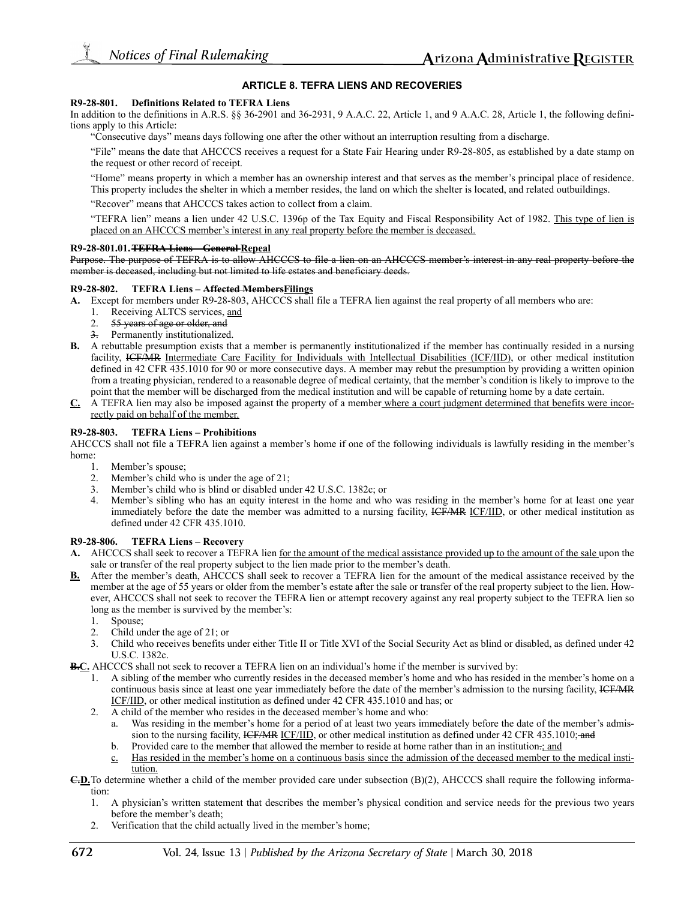## ARTICLE 8. TEFRA LIENS AND RECOVERIES

**R9-28-801. Definitions Related to TEFRA Liens**

In addition to the definitions in A.R.S. §§ 36-2901 and 36-2931, 9 A.A.C. 22, Article 1, and 9 A.A.C. 28, Article 1, the following definitions apply to this Article:

"Consecutive days" means days following one after the other without an interruption resulting from a discharge.

"File" means the date that AHCCCS receives a request for a State Fair Hearing under R9-28-805, as established by a date stamp on the request or other record of receipt.

"Home" means property in which a member has an ownership interest and that serves as the member's principal place of residence. This property includes the shelter in which a member resides, the land on which the shelter is located, and related outbuildings.

"Recover" means that AHCCCS takes action to collect from a claim.

"TEFRA lien" means a lien under 42 U.S.C. 1396p of the Tax Equity and Fiscal Responsibility Act of 1982. <u>This type of lien is placed on an AHCCCS member's interest in any real property before the member is deceased.</u>

**R9-28-801.01. ~~TEFRA Liens – General~~ <u>Repeal</u>**

~~Purpose. The purpose of TEFRA is to allow AHCCCS to file a lien on an AHCCCS member's interest in any real property before the member is deceased, including but not limited to life estates and beneficiary deeds.~~

**R9-28-802. TEFRA Liens – ~~Affected Members~~<u>Filings</u>**

**A.** Except for members under R9-28-803, AHCCCS shall file a TEFRA lien against the real property of all members who are:

1. Receiving ALTCS services, <u>and</u>
2. ~~55 years of age or older, and~~
~~3.~~ Permanently institutionalized.

**B.** A rebuttable presumption exists that a member is permanently institutionalized if the member has continually resided in a nursing facility, ~~ICF/MR~~ <u>Intermediate Care Facility for Individuals with Intellectual Disabilities (ICF/IID)</u>, or other medical institution defined in 42 CFR 435.1010 for 90 or more consecutive days. A member may rebut the presumption by providing a written opinion from a treating physician, rendered to a reasonable degree of medical certainty, that the member's condition is likely to improve to the point that the member will be discharged from the medical institution and will be capable of returning home by a date certain.

**<u>C.</u>** A TEFRA lien may also be imposed against the property of a member<u> where a court judgment determined that benefits were incorrectly paid on behalf of the member.</u>

**R9-28-803. TEFRA Liens – Prohibitions**

AHCCCS shall not file a TEFRA lien against a member's home if one of the following individuals is lawfully residing in the member's home:

1. Member's spouse;
2. Member's child who is under the age of 21;
3. Member's child who is blind or disabled under 42 U.S.C. 1382c; or
4. Member's sibling who has an equity interest in the home and who was residing in the member's home for at least one year immediately before the date the member was admitted to a nursing facility, ~~ICF/MR~~ <u>ICF/IID</u>, or other medical institution as defined under 42 CFR 435.1010.

**R9-28-806. TEFRA Liens – Recovery**

**A.** AHCCCS shall seek to recover a TEFRA lien <u>for the amount of the medical assistance provided up to the amount of the sale </u>upon the sale or transfer of the real property subject to the lien made prior to the member's death.

**<u>B.</u>** After the member's death, AHCCCS shall seek to recover a TEFRA lien for the amount of the medical assistance received by the member at the age of 55 years or older from the member's estate after the sale or transfer of the real property subject to the lien. However, AHCCCS shall not seek to recover the TEFRA lien or attempt recovery against any real property subject to the TEFRA lien so long as the member is survived by the member's:

1. Spouse;
2. Child under the age of 21; or
3. Child who receives benefits under either Title II or Title XVI of the Social Security Act as blind or disabled, as defined under 42 U.S.C. 1382c.

**~~B.~~<u>C.</u>** AHCCCS shall not seek to recover a TEFRA lien on an individual's home if the member is survived by:

1. A sibling of the member who currently resides in the deceased member's home and who has resided in the member's home on a continuous basis since at least one year immediately before the date of the member's admission to the nursing facility, ~~ICF/MR~~ <u>ICF/IID</u>, or other medical institution as defined under 42 CFR 435.1010 and has; or
2. A child of the member who resides in the deceased member's home and who:
   a. Was residing in the member's home for a period of at least two years immediately before the date of the member's admission to the nursing facility, ~~ICF/MR~~ <u>ICF/IID</u>, or other medical institution as defined under 42 CFR 435.1010;~~ and~~
   b. Provided care to the member that allowed the member to reside at home rather than in an institution~~.~~<u>; and</u>
   <u>c.</u> <u>Has resided in the member's home on a continuous basis since the admission of the deceased member to the medical institution.</u>

**~~C.~~<u>D.</u>** To determine whether a child of the member provided care under subsection (B)(2), AHCCCS shall require the following information:

1. A physician's written statement that describes the member's physical condition and service needs for the previous two years before the member's death;
2. Verification that the child actually lived in the member's home;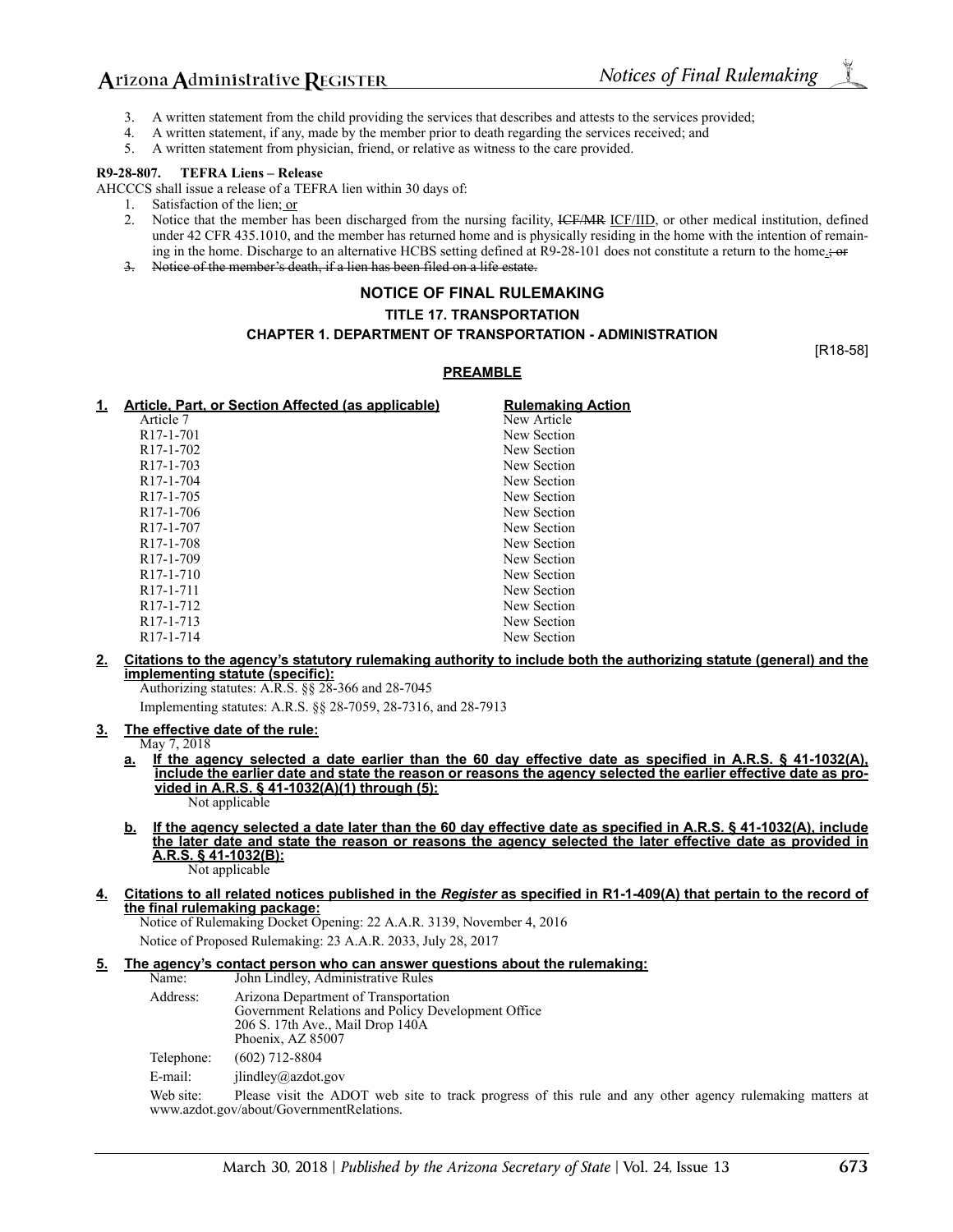3. A written statement from the child providing the services that describes and attests to the services provided;
4. A written statement, if any, made by the member prior to death regarding the services received; and
5. A written statement from physician, friend, or relative as witness to the care provided.

**R9-28-807. TEFRA Liens – Release**

AHCCCS shall issue a release of a TEFRA lien within 30 days of:

1. Satisfaction of the lien; or
2. Notice that the member has been discharged from the nursing facility, ~~ICF/MR~~ ICF/IID, or other medical institution, defined under 42 CFR 435.1010, and the member has returned home and is physically residing in the home with the intention of remaining in the home. Discharge to an alternative HCBS setting defined at R9-28-101 does not constitute a return to the home.~~; or~~
3. ~~Notice of the member's death, if a lien has been filed on a life estate.~~

## NOTICE OF FINAL RULEMAKING

### TITLE 17. TRANSPORTATION

### CHAPTER 1. DEPARTMENT OF TRANSPORTATION - ADMINISTRATION

[R18-58]

**PREAMBLE**

**1. Article, Part, or Section Affected (as applicable) — Rulemaking Action**

| Article, Part, or Section Affected (as applicable) | Rulemaking Action |
|---|---|
| Article 7 | New Article |
| R17-1-701 | New Section |
| R17-1-702 | New Section |
| R17-1-703 | New Section |
| R17-1-704 | New Section |
| R17-1-705 | New Section |
| R17-1-706 | New Section |
| R17-1-707 | New Section |
| R17-1-708 | New Section |
| R17-1-709 | New Section |
| R17-1-710 | New Section |
| R17-1-711 | New Section |
| R17-1-712 | New Section |
| R17-1-713 | New Section |
| R17-1-714 | New Section |

**2. Citations to the agency's statutory rulemaking authority to include both the authorizing statute (general) and the implementing statute (specific):**

Authorizing statutes: A.R.S. §§ 28-366 and 28-7045

Implementing statutes: A.R.S. §§ 28-7059, 28-7316, and 28-7913

**3. The effective date of the rule:**

May 7, 2018

**a. If the agency selected a date earlier than the 60 day effective date as specified in A.R.S. § 41-1032(A), include the earlier date and state the reason or reasons the agency selected the earlier effective date as provided in A.R.S. § 41-1032(A)(1) through (5):**

Not applicable

**b. If the agency selected a date later than the 60 day effective date as specified in A.R.S. § 41-1032(A), include the later date and state the reason or reasons the agency selected the later effective date as provided in A.R.S. § 41-1032(B):**

Not applicable

**4. Citations to all related notices published in the *Register* as specified in R1-1-409(A) that pertain to the record of the final rulemaking package:**

Notice of Rulemaking Docket Opening: 22 A.A.R. 3139, November 4, 2016

Notice of Proposed Rulemaking: 23 A.A.R. 2033, July 28, 2017

**5. The agency's contact person who can answer questions about the rulemaking:**

Name: John Lindley, Administrative Rules

Address: Arizona Department of Transportation
Government Relations and Policy Development Office
206 S. 17th Ave., Mail Drop 140A
Phoenix, AZ 85007

Telephone: (602) 712-8804

E-mail: jlindley@azdot.gov

Web site: Please visit the ADOT web site to track progress of this rule and any other agency rulemaking matters at www.azdot.gov/about/GovernmentRelations.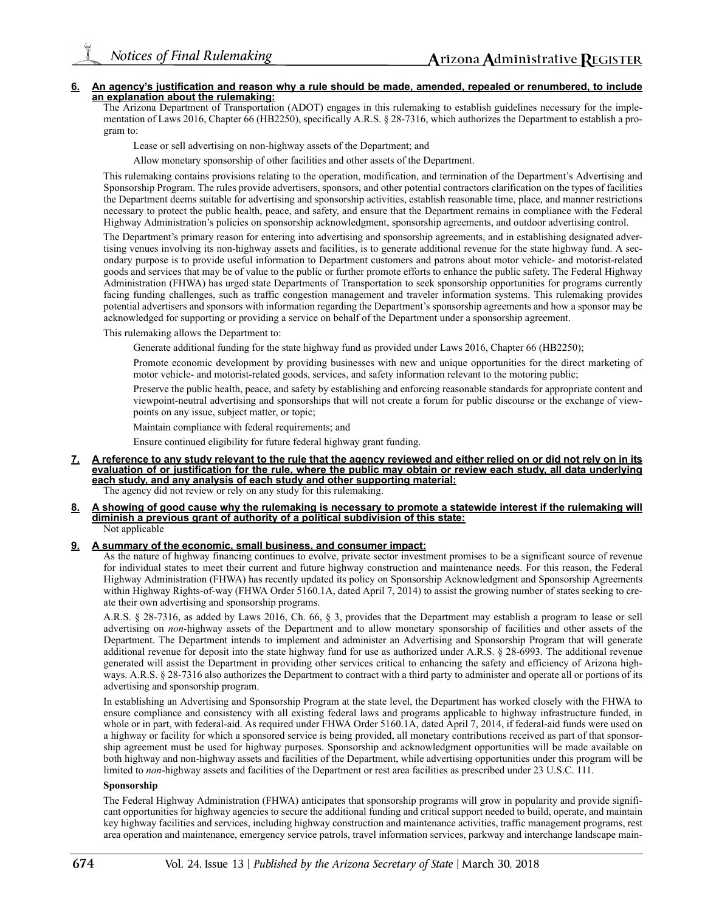**6. An agency's justification and reason why a rule should be made, amended, repealed or renumbered, to include an explanation about the rulemaking:**

The Arizona Department of Transportation (ADOT) engages in this rulemaking to establish guidelines necessary for the implementation of Laws 2016, Chapter 66 (HB2250), specifically A.R.S. § 28-7316, which authorizes the Department to establish a program to:

Lease or sell advertising on non-highway assets of the Department; and

Allow monetary sponsorship of other facilities and other assets of the Department.

This rulemaking contains provisions relating to the operation, modification, and termination of the Department's Advertising and Sponsorship Program. The rules provide advertisers, sponsors, and other potential contractors clarification on the types of facilities the Department deems suitable for advertising and sponsorship activities, establish reasonable time, place, and manner restrictions necessary to protect the public health, peace, and safety, and ensure that the Department remains in compliance with the Federal Highway Administration's policies on sponsorship acknowledgment, sponsorship agreements, and outdoor advertising control.

The Department's primary reason for entering into advertising and sponsorship agreements, and in establishing designated advertising venues involving its non-highway assets and facilities, is to generate additional revenue for the state highway fund. A secondary purpose is to provide useful information to Department customers and patrons about motor vehicle- and motorist-related goods and services that may be of value to the public or further promote efforts to enhance the public safety. The Federal Highway Administration (FHWA) has urged state Departments of Transportation to seek sponsorship opportunities for programs currently facing funding challenges, such as traffic congestion management and traveler information systems. This rulemaking provides potential advertisers and sponsors with information regarding the Department's sponsorship agreements and how a sponsor may be acknowledged for supporting or providing a service on behalf of the Department under a sponsorship agreement.

This rulemaking allows the Department to:

Generate additional funding for the state highway fund as provided under Laws 2016, Chapter 66 (HB2250);

Promote economic development by providing businesses with new and unique opportunities for the direct marketing of motor vehicle- and motorist-related goods, services, and safety information relevant to the motoring public;

Preserve the public health, peace, and safety by establishing and enforcing reasonable standards for appropriate content and viewpoint-neutral advertising and sponsorships that will not create a forum for public discourse or the exchange of viewpoints on any issue, subject matter, or topic;

Maintain compliance with federal requirements; and

Ensure continued eligibility for future federal highway grant funding.

**7. A reference to any study relevant to the rule that the agency reviewed and either relied on or did not rely on in its evaluation of or justification for the rule, where the public may obtain or review each study, all data underlying each study, and any analysis of each study and other supporting material:**

The agency did not review or rely on any study for this rulemaking.

**8. A showing of good cause why the rulemaking is necessary to promote a statewide interest if the rulemaking will diminish a previous grant of authority of a political subdivision of this state:**

Not applicable

**9. A summary of the economic, small business, and consumer impact:**

As the nature of highway financing continues to evolve, private sector investment promises to be a significant source of revenue for individual states to meet their current and future highway construction and maintenance needs. For this reason, the Federal Highway Administration (FHWA) has recently updated its policy on Sponsorship Acknowledgment and Sponsorship Agreements within Highway Rights-of-way (FHWA Order 5160.1A, dated April 7, 2014) to assist the growing number of states seeking to create their own advertising and sponsorship programs.

A.R.S. § 28-7316, as added by Laws 2016, Ch. 66, § 3, provides that the Department may establish a program to lease or sell advertising on *non*-highway assets of the Department and to allow monetary sponsorship of facilities and other assets of the Department. The Department intends to implement and administer an Advertising and Sponsorship Program that will generate additional revenue for deposit into the state highway fund for use as authorized under A.R.S. § 28-6993. The additional revenue generated will assist the Department in providing other services critical to enhancing the safety and efficiency of Arizona highways. A.R.S. § 28-7316 also authorizes the Department to contract with a third party to administer and operate all or portions of its advertising and sponsorship program.

In establishing an Advertising and Sponsorship Program at the state level, the Department has worked closely with the FHWA to ensure compliance and consistency with all existing federal laws and programs applicable to highway infrastructure funded, in whole or in part, with federal-aid. As required under FHWA Order 5160.1A, dated April 7, 2014, if federal-aid funds were used on a highway or facility for which a sponsored service is being provided, all monetary contributions received as part of that sponsorship agreement must be used for highway purposes. Sponsorship and acknowledgment opportunities will be made available on both highway and non-highway assets and facilities of the Department, while advertising opportunities under this program will be limited to *non*-highway assets and facilities of the Department or rest area facilities as prescribed under 23 U.S.C. 111.

**Sponsorship**

The Federal Highway Administration (FHWA) anticipates that sponsorship programs will grow in popularity and provide significant opportunities for highway agencies to secure the additional funding and critical support needed to build, operate, and maintain key highway facilities and services, including highway construction and maintenance activities, traffic management programs, rest area operation and maintenance, emergency service patrols, travel information services, parkway and interchange landscape main-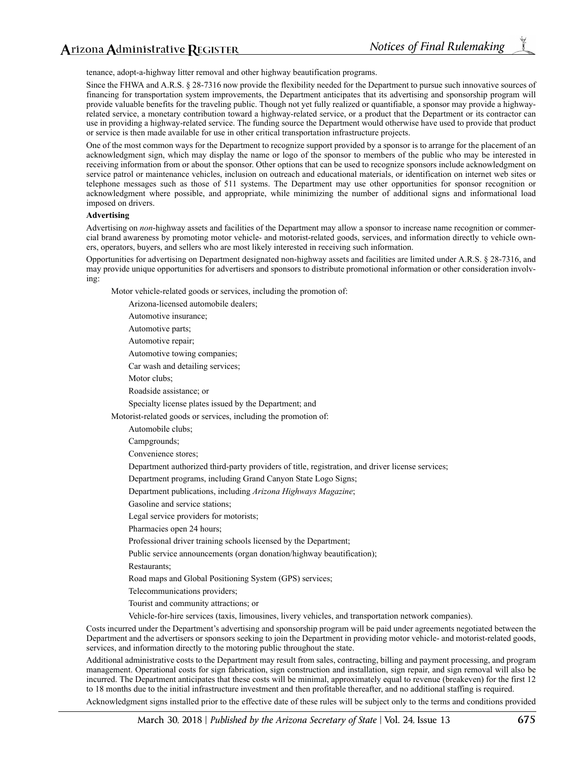tenance, adopt-a-highway litter removal and other highway beautification programs.

Since the FHWA and A.R.S. § 28-7316 now provide the flexibility needed for the Department to pursue such innovative sources of financing for transportation system improvements, the Department anticipates that its advertising and sponsorship program will provide valuable benefits for the traveling public. Though not yet fully realized or quantifiable, a sponsor may provide a highway-related service, a monetary contribution toward a highway-related service, or a product that the Department or its contractor can use in providing a highway-related service. The funding source the Department would otherwise have used to provide that product or service is then made available for use in other critical transportation infrastructure projects.

One of the most common ways for the Department to recognize support provided by a sponsor is to arrange for the placement of an acknowledgment sign, which may display the name or logo of the sponsor to members of the public who may be interested in receiving information from or about the sponsor. Other options that can be used to recognize sponsors include acknowledgment on service patrol or maintenance vehicles, inclusion on outreach and educational materials, or identification on internet web sites or telephone messages such as those of 511 systems. The Department may use other opportunities for sponsor recognition or acknowledgment where possible, and appropriate, while minimizing the number of additional signs and informational load imposed on drivers.

**Advertising**

Advertising on *non*-highway assets and facilities of the Department may allow a sponsor to increase name recognition or commercial brand awareness by promoting motor vehicle- and motorist-related goods, services, and information directly to vehicle owners, operators, buyers, and sellers who are most likely interested in receiving such information.

Opportunities for advertising on Department designated non-highway assets and facilities are limited under A.R.S. § 28-7316, and may provide unique opportunities for advertisers and sponsors to distribute promotional information or other consideration involving:

- Motor vehicle-related goods or services, including the promotion of:
  - Arizona-licensed automobile dealers;
  - Automotive insurance;
  - Automotive parts;
  - Automotive repair;
  - Automotive towing companies;
  - Car wash and detailing services;
  - Motor clubs;
  - Roadside assistance; or
  - Specialty license plates issued by the Department; and
- Motorist-related goods or services, including the promotion of:
  - Automobile clubs;
  - Campgrounds;
  - Convenience stores;
  - Department authorized third-party providers of title, registration, and driver license services;
  - Department programs, including Grand Canyon State Logo Signs;
  - Department publications, including *Arizona Highways Magazine*;
  - Gasoline and service stations;
  - Legal service providers for motorists;
  - Pharmacies open 24 hours;
  - Professional driver training schools licensed by the Department;
  - Public service announcements (organ donation/highway beautification);
  - Restaurants;
  - Road maps and Global Positioning System (GPS) services;
  - Telecommunications providers;
  - Tourist and community attractions; or
  - Vehicle-for-hire services (taxis, limousines, livery vehicles, and transportation network companies).

Costs incurred under the Department's advertising and sponsorship program will be paid under agreements negotiated between the Department and the advertisers or sponsors seeking to join the Department in providing motor vehicle- and motorist-related goods, services, and information directly to the motoring public throughout the state.

Additional administrative costs to the Department may result from sales, contracting, billing and payment processing, and program management. Operational costs for sign fabrication, sign construction and installation, sign repair, and sign removal will also be incurred. The Department anticipates that these costs will be minimal, approximately equal to revenue (breakeven) for the first 12 to 18 months due to the initial infrastructure investment and then profitable thereafter, and no additional staffing is required.

Acknowledgment signs installed prior to the effective date of these rules will be subject only to the terms and conditions provided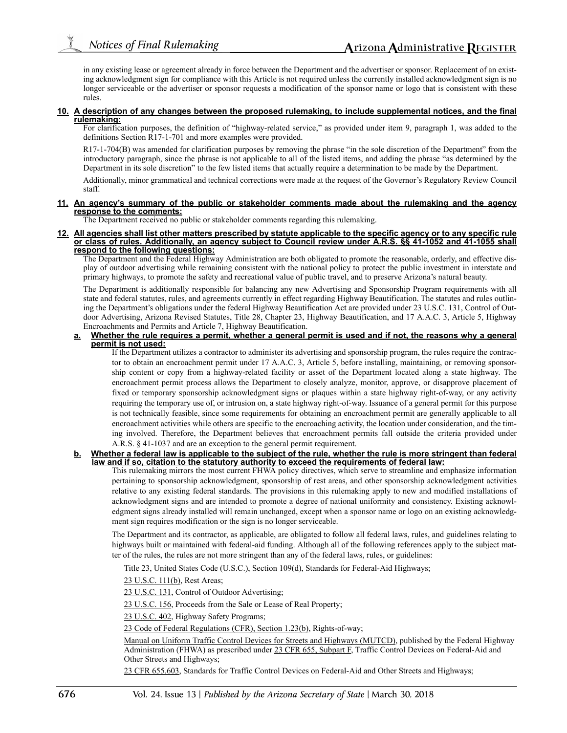in any existing lease or agreement already in force between the Department and the advertiser or sponsor. Replacement of an existing acknowledgment sign for compliance with this Article is not required unless the currently installed acknowledgment sign is no longer serviceable or the advertiser or sponsor requests a modification of the sponsor name or logo that is consistent with these rules.

**10. A description of any changes between the proposed rulemaking, to include supplemental notices, and the final rulemaking:**

For clarification purposes, the definition of "highway-related service," as provided under item 9, paragraph 1, was added to the definitions Section R17-1-701 and more examples were provided.

R17-1-704(B) was amended for clarification purposes by removing the phrase "in the sole discretion of the Department" from the introductory paragraph, since the phrase is not applicable to all of the listed items, and adding the phrase "as determined by the Department in its sole discretion" to the few listed items that actually require a determination to be made by the Department.

Additionally, minor grammatical and technical corrections were made at the request of the Governor's Regulatory Review Council staff.

**11. An agency's summary of the public or stakeholder comments made about the rulemaking and the agency response to the comments:**

The Department received no public or stakeholder comments regarding this rulemaking.

**12. All agencies shall list other matters prescribed by statute applicable to the specific agency or to any specific rule or class of rules. Additionally, an agency subject to Council review under A.R.S. §§ 41-1052 and 41-1055 shall respond to the following questions:**

The Department and the Federal Highway Administration are both obligated to promote the reasonable, orderly, and effective display of outdoor advertising while remaining consistent with the national policy to protect the public investment in interstate and primary highways, to promote the safety and recreational value of public travel, and to preserve Arizona's natural beauty.

The Department is additionally responsible for balancing any new Advertising and Sponsorship Program requirements with all state and federal statutes, rules, and agreements currently in effect regarding Highway Beautification. The statutes and rules outlining the Department's obligations under the federal Highway Beautification Act are provided under 23 U.S.C. 131, Control of Outdoor Advertising, Arizona Revised Statutes, Title 28, Chapter 23, Highway Beautification, and 17 A.A.C. 3, Article 5, Highway Encroachments and Permits and Article 7, Highway Beautification.

**a. Whether the rule requires a permit, whether a general permit is used and if not, the reasons why a general permit is not used:**

If the Department utilizes a contractor to administer its advertising and sponsorship program, the rules require the contractor to obtain an encroachment permit under 17 A.A.C. 3, Article 5, before installing, maintaining, or removing sponsorship content or copy from a highway-related facility or asset of the Department located along a state highway. The encroachment permit process allows the Department to closely analyze, monitor, approve, or disapprove placement of fixed or temporary sponsorship acknowledgment signs or plaques within a state highway right-of-way, or any activity requiring the temporary use of, or intrusion on, a state highway right-of-way. Issuance of a general permit for this purpose is not technically feasible, since some requirements for obtaining an encroachment permit are generally applicable to all encroachment activities while others are specific to the encroaching activity, the location under consideration, and the timing involved. Therefore, the Department believes that encroachment permits fall outside the criteria provided under A.R.S. § 41-1037 and are an exception to the general permit requirement.

**b. Whether a federal law is applicable to the subject of the rule, whether the rule is more stringent than federal law and if so, citation to the statutory authority to exceed the requirements of federal law:**

This rulemaking mirrors the most current FHWA policy directives, which serve to streamline and emphasize information pertaining to sponsorship acknowledgment, sponsorship of rest areas, and other sponsorship acknowledgment activities relative to any existing federal standards. The provisions in this rulemaking apply to new and modified installations of acknowledgment signs and are intended to promote a degree of national uniformity and consistency. Existing acknowledgment signs already installed will remain unchanged, except when a sponsor name or logo on an existing acknowledgment sign requires modification or the sign is no longer serviceable.

The Department and its contractor, as applicable, are obligated to follow all federal laws, rules, and guidelines relating to highways built or maintained with federal-aid funding. Although all of the following references apply to the subject matter of the rules, the rules are not more stringent than any of the federal laws, rules, or guidelines:

Title 23, United States Code (U.S.C.), Section 109(d), Standards for Federal-Aid Highways;

23 U.S.C. 111(b), Rest Areas;

23 U.S.C. 131, Control of Outdoor Advertising;

23 U.S.C. 156, Proceeds from the Sale or Lease of Real Property;

23 U.S.C. 402, Highway Safety Programs;

23 Code of Federal Regulations (CFR), Section 1.23(b), Rights-of-way;

Manual on Uniform Traffic Control Devices for Streets and Highways (MUTCD), published by the Federal Highway Administration (FHWA) as prescribed under 23 CFR 655, Subpart F, Traffic Control Devices on Federal-Aid and Other Streets and Highways;

23 CFR 655.603, Standards for Traffic Control Devices on Federal-Aid and Other Streets and Highways;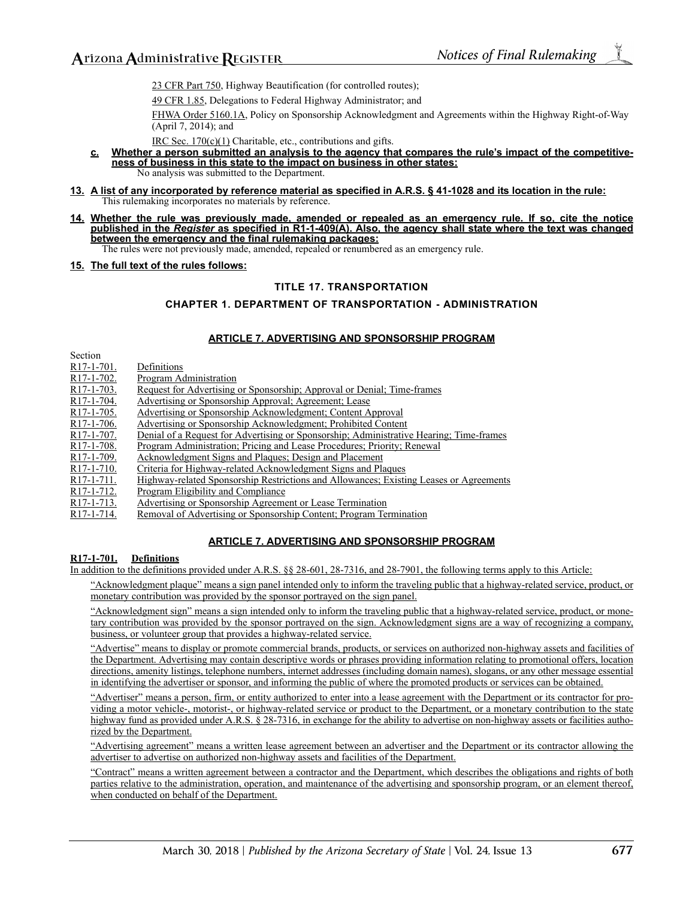23 CFR Part 750, Highway Beautification (for controlled routes);

49 CFR 1.85, Delegations to Federal Highway Administrator; and

FHWA Order 5160.1A, Policy on Sponsorship Acknowledgment and Agreements within the Highway Right-of-Way (April 7, 2014); and

IRC Sec. 170(c)(1) Charitable, etc., contributions and gifts.

**c. Whether a person submitted an analysis to the agency that compares the rule's impact of the competitiveness of business in this state to the impact on business in other states:**

No analysis was submitted to the Department.

**13. A list of any incorporated by reference material as specified in A.R.S. § 41-1028 and its location in the rule:**

This rulemaking incorporates no materials by reference.

**14. Whether the rule was previously made, amended or repealed as an emergency rule. If so, cite the notice published in the *Register* as specified in R1-1-409(A). Also, the agency shall state where the text was changed between the emergency and the final rulemaking packages:**

The rules were not previously made, amended, repealed or renumbered as an emergency rule.

**15. The full text of the rules follows:**

## TITLE 17. TRANSPORTATION

## CHAPTER 1. DEPARTMENT OF TRANSPORTATION - ADMINISTRATION

### ARTICLE 7. ADVERTISING AND SPONSORSHIP PROGRAM

Section

R17-1-701. Definitions
R17-1-702. Program Administration
R17-1-703. Request for Advertising or Sponsorship; Approval or Denial; Time-frames
R17-1-704. Advertising or Sponsorship Approval; Agreement; Lease
R17-1-705. Advertising or Sponsorship Acknowledgment; Content Approval
R17-1-706. Advertising or Sponsorship Acknowledgment; Prohibited Content
R17-1-707. Denial of a Request for Advertising or Sponsorship; Administrative Hearing; Time-frames
R17-1-708. Program Administration; Pricing and Lease Procedures; Priority; Renewal
R17-1-709. Acknowledgment Signs and Plaques; Design and Placement
R17-1-710. Criteria for Highway-related Acknowledgment Signs and Plaques
R17-1-711. Highway-related Sponsorship Restrictions and Allowances; Existing Leases or Agreements
R17-1-712. Program Eligibility and Compliance
R17-1-713. Advertising or Sponsorship Agreement or Lease Termination
R17-1-714. Removal of Advertising or Sponsorship Content; Program Termination

### ARTICLE 7. ADVERTISING AND SPONSORSHIP PROGRAM

**R17-1-701. Definitions**

In addition to the definitions provided under A.R.S. §§ 28-601, 28-7316, and 28-7901, the following terms apply to this Article:

"Acknowledgment plaque" means a sign panel intended only to inform the traveling public that a highway-related service, product, or monetary contribution was provided by the sponsor portrayed on the sign panel.

"Acknowledgment sign" means a sign intended only to inform the traveling public that a highway-related service, product, or monetary contribution was provided by the sponsor portrayed on the sign. Acknowledgment signs are a way of recognizing a company, business, or volunteer group that provides a highway-related service.

"Advertise" means to display or promote commercial brands, products, or services on authorized non-highway assets and facilities of the Department. Advertising may contain descriptive words or phrases providing information relating to promotional offers, location directions, amenity listings, telephone numbers, internet addresses (including domain names), slogans, or any other message essential in identifying the advertiser or sponsor, and informing the public of where the promoted products or services can be obtained.

"Advertiser" means a person, firm, or entity authorized to enter into a lease agreement with the Department or its contractor for providing a motor vehicle-, motorist-, or highway-related service or product to the Department, or a monetary contribution to the state highway fund as provided under A.R.S. § 28-7316, in exchange for the ability to advertise on non-highway assets or facilities authorized by the Department.

"Advertising agreement" means a written lease agreement between an advertiser and the Department or its contractor allowing the advertiser to advertise on authorized non-highway assets and facilities of the Department.

"Contract" means a written agreement between a contractor and the Department, which describes the obligations and rights of both parties relative to the administration, operation, and maintenance of the advertising and sponsorship program, or an element thereof, when conducted on behalf of the Department.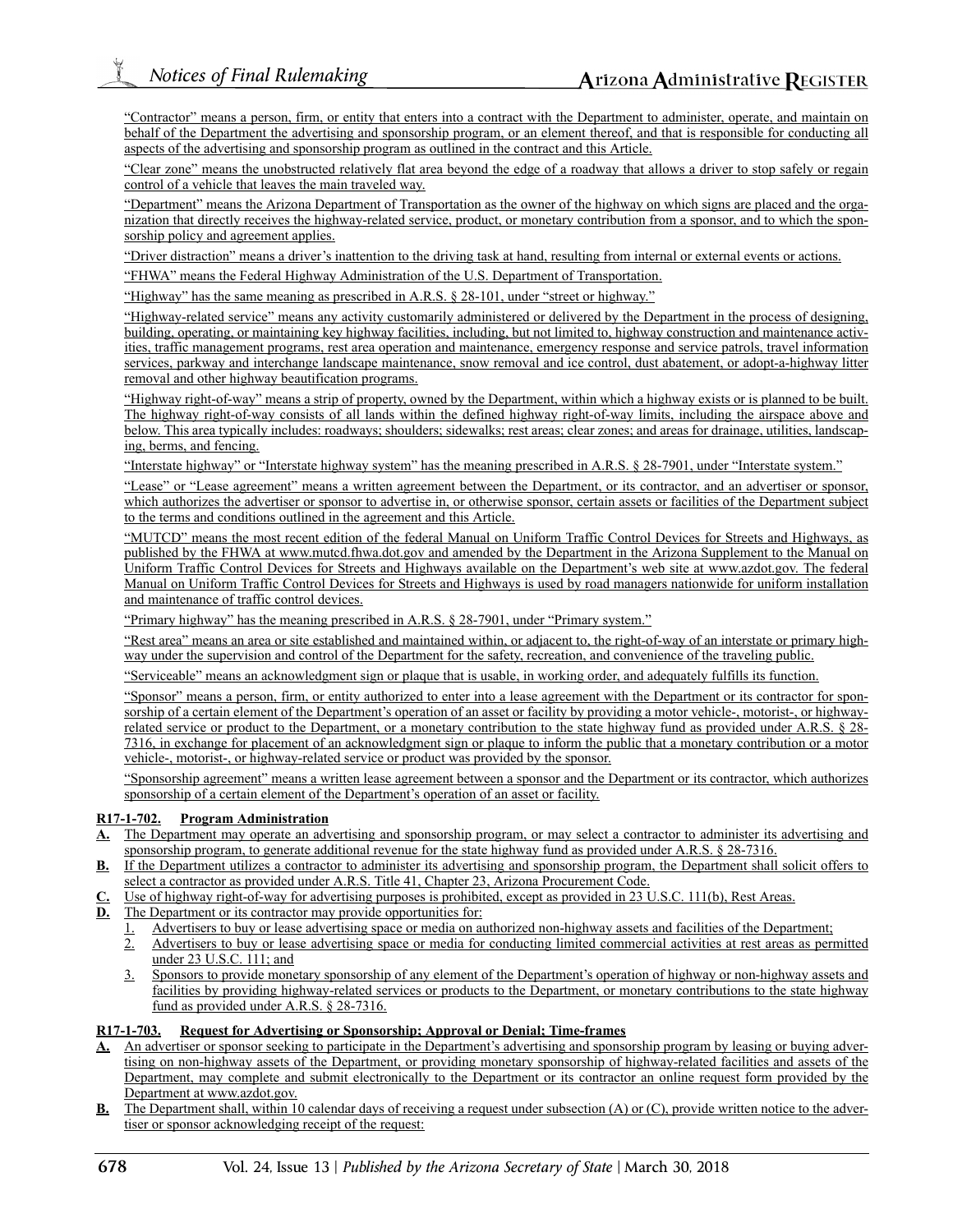"Contractor" means a person, firm, or entity that enters into a contract with the Department to administer, operate, and maintain on behalf of the Department the advertising and sponsorship program, or an element thereof, and that is responsible for conducting all aspects of the advertising and sponsorship program as outlined in the contract and this Article.

"Clear zone" means the unobstructed relatively flat area beyond the edge of a roadway that allows a driver to stop safely or regain control of a vehicle that leaves the main traveled way.

"Department" means the Arizona Department of Transportation as the owner of the highway on which signs are placed and the organization that directly receives the highway-related service, product, or monetary contribution from a sponsor, and to which the sponsorship policy and agreement applies.

"Driver distraction" means a driver's inattention to the driving task at hand, resulting from internal or external events or actions.

"FHWA" means the Federal Highway Administration of the U.S. Department of Transportation.

"Highway" has the same meaning as prescribed in A.R.S. § 28-101, under "street or highway."

"Highway-related service" means any activity customarily administered or delivered by the Department in the process of designing, building, operating, or maintaining key highway facilities, including, but not limited to, highway construction and maintenance activities, traffic management programs, rest area operation and maintenance, emergency response and service patrols, travel information services, parkway and interchange landscape maintenance, snow removal and ice control, dust abatement, or adopt-a-highway litter removal and other highway beautification programs.

"Highway right-of-way" means a strip of property, owned by the Department, within which a highway exists or is planned to be built. The highway right-of-way consists of all lands within the defined highway right-of-way limits, including the airspace above and below. This area typically includes: roadways; shoulders; sidewalks; rest areas; clear zones; and areas for drainage, utilities, landscaping, berms, and fencing.

"Interstate highway" or "Interstate highway system" has the meaning prescribed in A.R.S. § 28-7901, under "Interstate system."

"Lease" or "Lease agreement" means a written agreement between the Department, or its contractor, and an advertiser or sponsor, which authorizes the advertiser or sponsor to advertise in, or otherwise sponsor, certain assets or facilities of the Department subject to the terms and conditions outlined in the agreement and this Article.

"MUTCD" means the most recent edition of the federal Manual on Uniform Traffic Control Devices for Streets and Highways, as published by the FHWA at www.mutcd.fhwa.dot.gov and amended by the Department in the Arizona Supplement to the Manual on Uniform Traffic Control Devices for Streets and Highways available on the Department's web site at www.azdot.gov. The federal Manual on Uniform Traffic Control Devices for Streets and Highways is used by road managers nationwide for uniform installation and maintenance of traffic control devices.

"Primary highway" has the meaning prescribed in A.R.S. § 28-7901, under "Primary system."

"Rest area" means an area or site established and maintained within, or adjacent to, the right-of-way of an interstate or primary highway under the supervision and control of the Department for the safety, recreation, and convenience of the traveling public.

"Serviceable" means an acknowledgment sign or plaque that is usable, in working order, and adequately fulfills its function.

"Sponsor" means a person, firm, or entity authorized to enter into a lease agreement with the Department or its contractor for sponsorship of a certain element of the Department's operation of an asset or facility by providing a motor vehicle-, motorist-, or highway-related service or product to the Department, or a monetary contribution to the state highway fund as provided under A.R.S. § 28-7316, in exchange for placement of an acknowledgment sign or plaque to inform the public that a monetary contribution or a motor vehicle-, motorist-, or highway-related service or product was provided by the sponsor.

"Sponsorship agreement" means a written lease agreement between a sponsor and the Department or its contractor, which authorizes sponsorship of a certain element of the Department's operation of an asset or facility.

**R17-1-702. Program Administration**

**A.** The Department may operate an advertising and sponsorship program, or may select a contractor to administer its advertising and sponsorship program, to generate additional revenue for the state highway fund as provided under A.R.S. § 28-7316.

**B.** If the Department utilizes a contractor to administer its advertising and sponsorship program, the Department shall solicit offers to select a contractor as provided under A.R.S. Title 41, Chapter 23, Arizona Procurement Code.

**C.** Use of highway right-of-way for advertising purposes is prohibited, except as provided in 23 U.S.C. 111(b), Rest Areas.

**D.** The Department or its contractor may provide opportunities for:

1. Advertisers to buy or lease advertising space or media on authorized non-highway assets and facilities of the Department;
2. Advertisers to buy or lease advertising space or media for conducting limited commercial activities at rest areas as permitted under 23 U.S.C. 111; and
3. Sponsors to provide monetary sponsorship of any element of the Department's operation of highway or non-highway assets and facilities by providing highway-related services or products to the Department, or monetary contributions to the state highway fund as provided under A.R.S. § 28-7316.

**R17-1-703. Request for Advertising or Sponsorship; Approval or Denial; Time-frames**

**A.** An advertiser or sponsor seeking to participate in the Department's advertising and sponsorship program by leasing or buying advertising on non-highway assets of the Department, or providing monetary sponsorship of highway-related facilities and assets of the Department, may complete and submit electronically to the Department or its contractor an online request form provided by the Department at www.azdot.gov.

**B.** The Department shall, within 10 calendar days of receiving a request under subsection (A) or (C), provide written notice to the advertiser or sponsor acknowledging receipt of the request: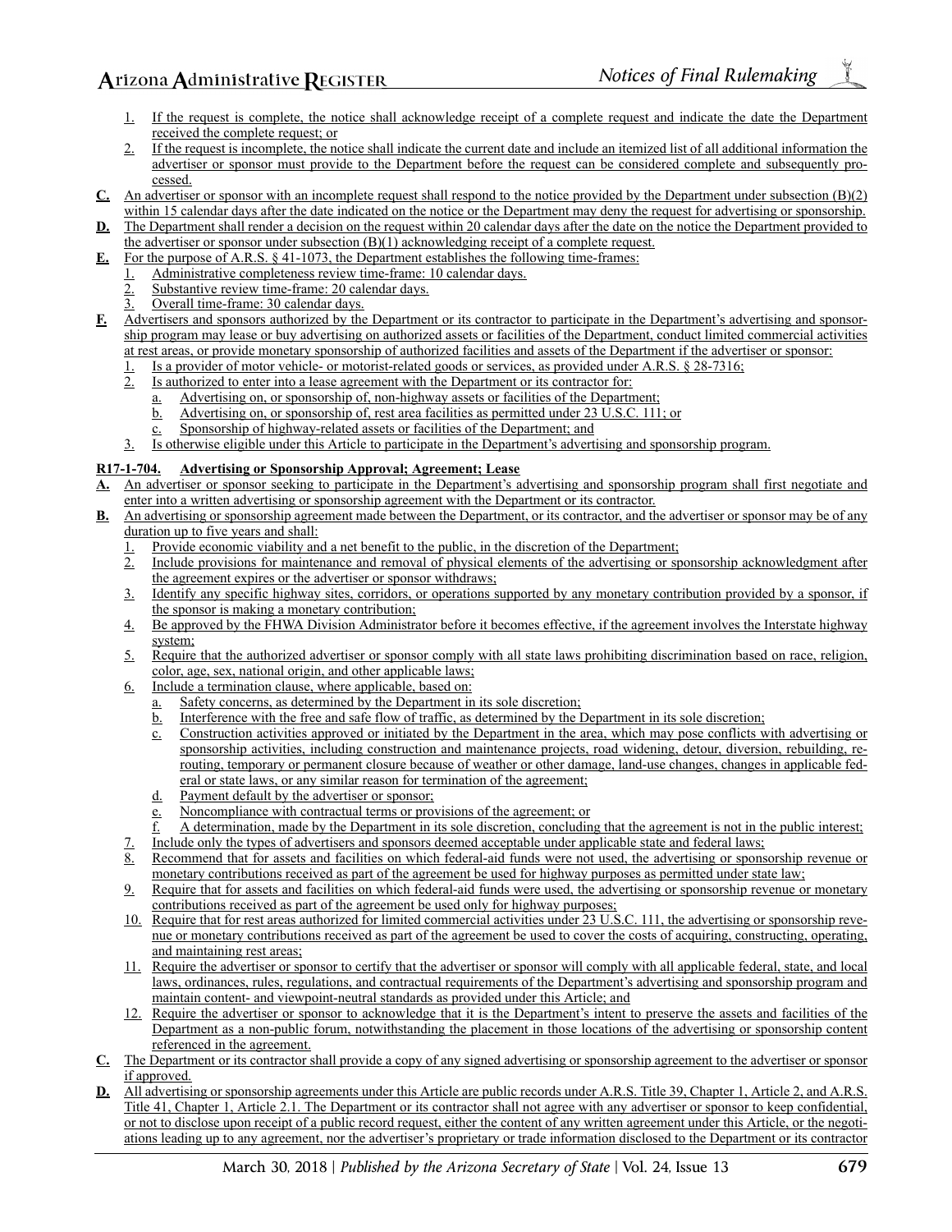1. If the request is complete, the notice shall acknowledge receipt of a complete request and indicate the date the Department received the complete request; or
2. If the request is incomplete, the notice shall indicate the current date and include an itemized list of all additional information the advertiser or sponsor must provide to the Department before the request can be considered complete and subsequently processed.

**C.** An advertiser or sponsor with an incomplete request shall respond to the notice provided by the Department under subsection (B)(2) within 15 calendar days after the date indicated on the notice or the Department may deny the request for advertising or sponsorship.

**D.** The Department shall render a decision on the request within 20 calendar days after the date on the notice the Department provided to the advertiser or sponsor under subsection (B)(1) acknowledging receipt of a complete request.

**E.** For the purpose of A.R.S. § 41-1073, the Department establishes the following time-frames:

1. Administrative completeness review time-frame: 10 calendar days.
2. Substantive review time-frame: 20 calendar days.
3. Overall time-frame: 30 calendar days.

**F.** Advertisers and sponsors authorized by the Department or its contractor to participate in the Department's advertising and sponsorship program may lease or buy advertising on authorized assets or facilities of the Department, conduct limited commercial activities at rest areas, or provide monetary sponsorship of authorized facilities and assets of the Department if the advertiser or sponsor:

1. Is a provider of motor vehicle- or motorist-related goods or services, as provided under A.R.S. § 28-7316;
2. Is authorized to enter into a lease agreement with the Department or its contractor for:
   a. Advertising on, or sponsorship of, non-highway assets or facilities of the Department;
   b. Advertising on, or sponsorship of, rest area facilities as permitted under 23 U.S.C. 111; or
   c. Sponsorship of highway-related assets or facilities of the Department; and
3. Is otherwise eligible under this Article to participate in the Department's advertising and sponsorship program.

### R17-1-704. Advertising or Sponsorship Approval; Agreement; Lease

**A.** An advertiser or sponsor seeking to participate in the Department's advertising and sponsorship program shall first negotiate and enter into a written advertising or sponsorship agreement with the Department or its contractor.

**B.** An advertising or sponsorship agreement made between the Department, or its contractor, and the advertiser or sponsor may be of any duration up to five years and shall:

1. Provide economic viability and a net benefit to the public, in the discretion of the Department;
2. Include provisions for maintenance and removal of physical elements of the advertising or sponsorship acknowledgment after the agreement expires or the advertiser or sponsor withdraws;
3. Identify any specific highway sites, corridors, or operations supported by any monetary contribution provided by a sponsor, if the sponsor is making a monetary contribution;
4. Be approved by the FHWA Division Administrator before it becomes effective, if the agreement involves the Interstate highway system;
5. Require that the authorized advertiser or sponsor comply with all state laws prohibiting discrimination based on race, religion, color, age, sex, national origin, and other applicable laws;
6. Include a termination clause, where applicable, based on:
   a. Safety concerns, as determined by the Department in its sole discretion;
   b. Interference with the free and safe flow of traffic, as determined by the Department in its sole discretion;
   c. Construction activities approved or initiated by the Department in the area, which may pose conflicts with advertising or sponsorship activities, including construction and maintenance projects, road widening, detour, diversion, rebuilding, re-routing, temporary or permanent closure because of weather or other damage, land-use changes, changes in applicable federal or state laws, or any similar reason for termination of the agreement;
   d. Payment default by the advertiser or sponsor;
   e. Noncompliance with contractual terms or provisions of the agreement; or
   f. A determination, made by the Department in its sole discretion, concluding that the agreement is not in the public interest;
7. Include only the types of advertisers and sponsors deemed acceptable under applicable state and federal laws;
8. Recommend that for assets and facilities on which federal-aid funds were not used, the advertising or sponsorship revenue or monetary contributions received as part of the agreement be used for highway purposes as permitted under state law;
9. Require that for assets and facilities on which federal-aid funds were used, the advertising or sponsorship revenue or monetary contributions received as part of the agreement be used only for highway purposes;
10. Require that for rest areas authorized for limited commercial activities under 23 U.S.C. 111, the advertising or sponsorship revenue or monetary contributions received as part of the agreement be used to cover the costs of acquiring, constructing, operating, and maintaining rest areas;
11. Require the advertiser or sponsor to certify that the advertiser or sponsor will comply with all applicable federal, state, and local laws, ordinances, rules, regulations, and contractual requirements of the Department's advertising and sponsorship program and maintain content- and viewpoint-neutral standards as provided under this Article; and
12. Require the advertiser or sponsor to acknowledge that it is the Department's intent to preserve the assets and facilities of the Department as a non-public forum, notwithstanding the placement in those locations of the advertising or sponsorship content referenced in the agreement.

**C.** The Department or its contractor shall provide a copy of any signed advertising or sponsorship agreement to the advertiser or sponsor if approved.

**D.** All advertising or sponsorship agreements under this Article are public records under A.R.S. Title 39, Chapter 1, Article 2, and A.R.S. Title 41, Chapter 1, Article 2.1. The Department or its contractor shall not agree with any advertiser or sponsor to keep confidential, or not to disclose upon receipt of a public record request, either the content of any written agreement under this Article, or the negotiations leading up to any agreement, nor the advertiser's proprietary or trade information disclosed to the Department or its contractor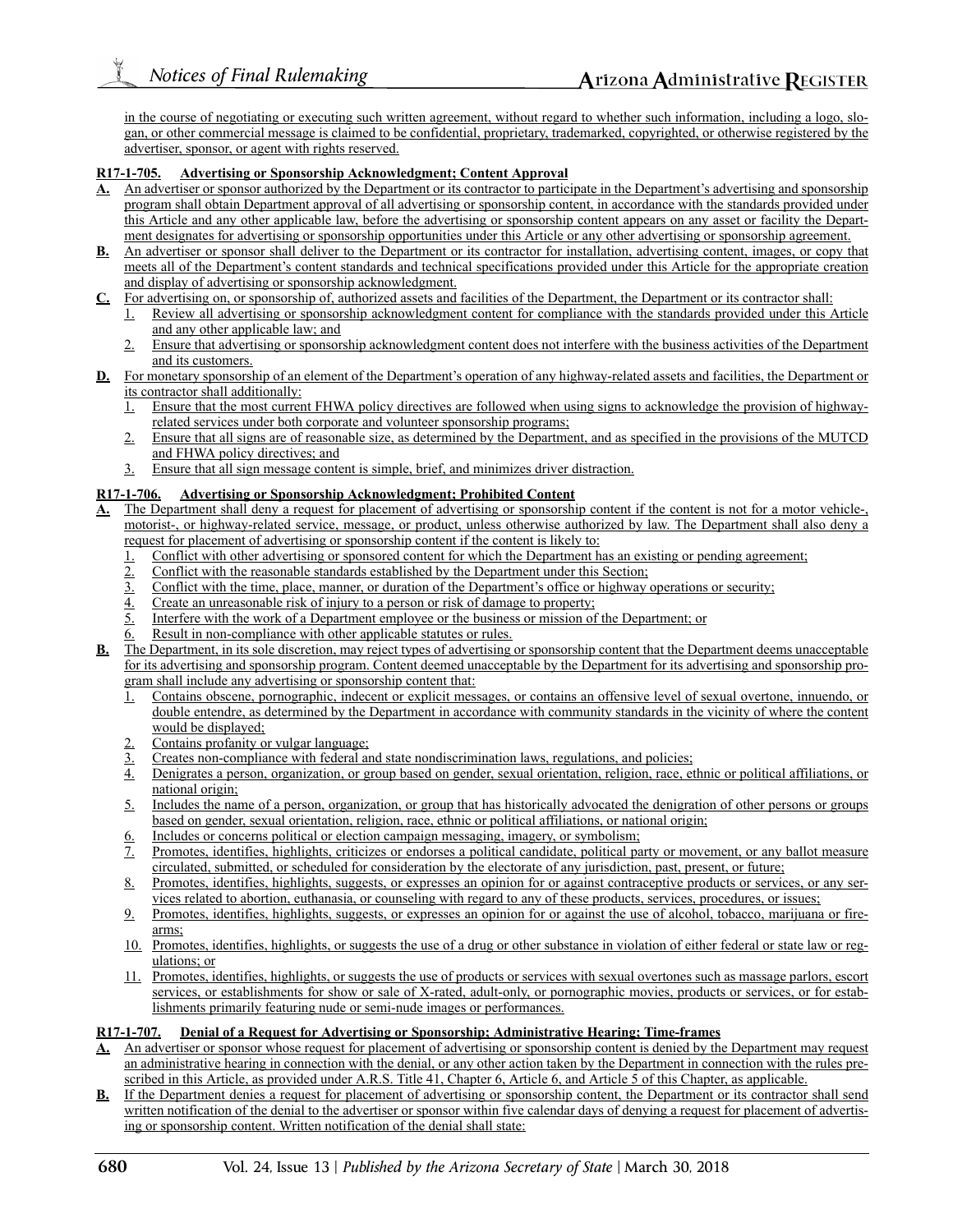in the course of negotiating or executing such written agreement, without regard to whether such information, including a logo, slogan, or other commercial message is claimed to be confidential, proprietary, trademarked, copyrighted, or otherwise registered by the advertiser, sponsor, or agent with rights reserved.

**R17-1-705. Advertising or Sponsorship Acknowledgment; Content Approval**

**A.** An advertiser or sponsor authorized by the Department or its contractor to participate in the Department's advertising and sponsorship program shall obtain Department approval of all advertising or sponsorship content, in accordance with the standards provided under this Article and any other applicable law, before the advertising or sponsorship content appears on any asset or facility the Department designates for advertising or sponsorship opportunities under this Article or any other advertising or sponsorship agreement.

**B.** An advertiser or sponsor shall deliver to the Department or its contractor for installation, advertising content, images, or copy that meets all of the Department's content standards and technical specifications provided under this Article for the appropriate creation and display of advertising or sponsorship acknowledgment.

**C.** For advertising on, or sponsorship of, authorized assets and facilities of the Department, the Department or its contractor shall:

1. Review all advertising or sponsorship acknowledgment content for compliance with the standards provided under this Article and any other applicable law; and
2. Ensure that advertising or sponsorship acknowledgment content does not interfere with the business activities of the Department and its customers.

**D.** For monetary sponsorship of an element of the Department's operation of any highway-related assets and facilities, the Department or its contractor shall additionally:

1. Ensure that the most current FHWA policy directives are followed when using signs to acknowledge the provision of highway-related services under both corporate and volunteer sponsorship programs;
2. Ensure that all signs are of reasonable size, as determined by the Department, and as specified in the provisions of the MUTCD and FHWA policy directives; and
3. Ensure that all sign message content is simple, brief, and minimizes driver distraction.

**R17-1-706. Advertising or Sponsorship Acknowledgment; Prohibited Content**

**A.** The Department shall deny a request for placement of advertising or sponsorship content if the content is not for a motor vehicle-, motorist-, or highway-related service, message, or product, unless otherwise authorized by law. The Department shall also deny a request for placement of advertising or sponsorship content if the content is likely to:

1. Conflict with other advertising or sponsored content for which the Department has an existing or pending agreement;
2. Conflict with the reasonable standards established by the Department under this Section;
3. Conflict with the time, place, manner, or duration of the Department's office or highway operations or security;
4. Create an unreasonable risk of injury to a person or risk of damage to property;
5. Interfere with the work of a Department employee or the business or mission of the Department; or
6. Result in non-compliance with other applicable statutes or rules.

**B.** The Department, in its sole discretion, may reject types of advertising or sponsorship content that the Department deems unacceptable for its advertising and sponsorship program. Content deemed unacceptable by the Department for its advertising and sponsorship program shall include any advertising or sponsorship content that:

1. Contains obscene, pornographic, indecent or explicit messages, or contains an offensive level of sexual overtone, innuendo, or double entendre, as determined by the Department in accordance with community standards in the vicinity of where the content would be displayed;
2. Contains profanity or vulgar language;
3. Creates non-compliance with federal and state nondiscrimination laws, regulations, and policies;
4. Denigrates a person, organization, or group based on gender, sexual orientation, religion, race, ethnic or political affiliations, or national origin;
5. Includes the name of a person, organization, or group that has historically advocated the denigration of other persons or groups based on gender, sexual orientation, religion, race, ethnic or political affiliations, or national origin;
6. Includes or concerns political or election campaign messaging, imagery, or symbolism;
7. Promotes, identifies, highlights, criticizes or endorses a political candidate, political party or movement, or any ballot measure circulated, submitted, or scheduled for consideration by the electorate of any jurisdiction, past, present, or future;
8. Promotes, identifies, highlights, suggests, or expresses an opinion for or against contraceptive products or services, or any services related to abortion, euthanasia, or counseling with regard to any of these products, services, procedures, or issues;
9. Promotes, identifies, highlights, suggests, or expresses an opinion for or against the use of alcohol, tobacco, marijuana or firearms;
10. Promotes, identifies, highlights, or suggests the use of a drug or other substance in violation of either federal or state law or regulations; or
11. Promotes, identifies, highlights, or suggests the use of products or services with sexual overtones such as massage parlors, escort services, or establishments for show or sale of X-rated, adult-only, or pornographic movies, products or services, or for establishments primarily featuring nude or semi-nude images or performances.

**R17-1-707. Denial of a Request for Advertising or Sponsorship; Administrative Hearing; Time-frames**

**A.** An advertiser or sponsor whose request for placement of advertising or sponsorship content is denied by the Department may request an administrative hearing in connection with the denial, or any other action taken by the Department in connection with the rules prescribed in this Article, as provided under A.R.S. Title 41, Chapter 6, Article 6, and Article 5 of this Chapter, as applicable.

**B.** If the Department denies a request for placement of advertising or sponsorship content, the Department or its contractor shall send written notification of the denial to the advertiser or sponsor within five calendar days of denying a request for placement of advertising or sponsorship content. Written notification of the denial shall state: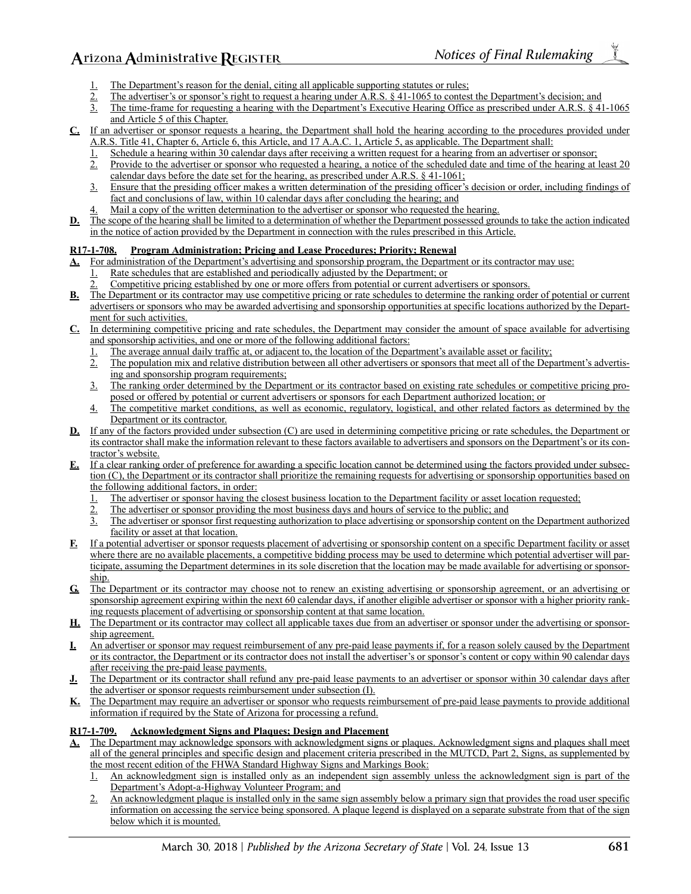1. The Department's reason for the denial, citing all applicable supporting statutes or rules;
2. The advertiser's or sponsor's right to request a hearing under A.R.S. § 41-1065 to contest the Department's decision; and
3. The time-frame for requesting a hearing with the Department's Executive Hearing Office as prescribed under A.R.S. § 41-1065 and Article 5 of this Chapter.

**C.** If an advertiser or sponsor requests a hearing, the Department shall hold the hearing according to the procedures provided under A.R.S. Title 41, Chapter 6, Article 6, this Article, and 17 A.A.C. 1, Article 5, as applicable. The Department shall:

1. Schedule a hearing within 30 calendar days after receiving a written request for a hearing from an advertiser or sponsor;
2. Provide to the advertiser or sponsor who requested a hearing, a notice of the scheduled date and time of the hearing at least 20 calendar days before the date set for the hearing, as prescribed under A.R.S. § 41-1061;
3. Ensure that the presiding officer makes a written determination of the presiding officer's decision or order, including findings of fact and conclusions of law, within 10 calendar days after concluding the hearing; and
4. Mail a copy of the written determination to the advertiser or sponsor who requested the hearing.

**D.** The scope of the hearing shall be limited to a determination of whether the Department possessed grounds to take the action indicated in the notice of action provided by the Department in connection with the rules prescribed in this Article.

**R17-1-708. Program Administration; Pricing and Lease Procedures; Priority; Renewal**

**A.** For administration of the Department's advertising and sponsorship program, the Department or its contractor may use:

1. Rate schedules that are established and periodically adjusted by the Department; or
2. Competitive pricing established by one or more offers from potential or current advertisers or sponsors.

**B.** The Department or its contractor may use competitive pricing or rate schedules to determine the ranking order of potential or current advertisers or sponsors who may be awarded advertising and sponsorship opportunities at specific locations authorized by the Department for such activities.

**C.** In determining competitive pricing and rate schedules, the Department may consider the amount of space available for advertising and sponsorship activities, and one or more of the following additional factors:

1. The average annual daily traffic at, or adjacent to, the location of the Department's available asset or facility;
2. The population mix and relative distribution between all other advertisers or sponsors that meet all of the Department's advertising and sponsorship program requirements;
3. The ranking order determined by the Department or its contractor based on existing rate schedules or competitive pricing proposed or offered by potential or current advertisers or sponsors for each Department authorized location; or
4. The competitive market conditions, as well as economic, regulatory, logistical, and other related factors as determined by the Department or its contractor.

**D.** If any of the factors provided under subsection (C) are used in determining competitive pricing or rate schedules, the Department or its contractor shall make the information relevant to these factors available to advertisers and sponsors on the Department's or its contractor's website.

**E.** If a clear ranking order of preference for awarding a specific location cannot be determined using the factors provided under subsection (C), the Department or its contractor shall prioritize the remaining requests for advertising or sponsorship opportunities based on the following additional factors, in order:

1. The advertiser or sponsor having the closest business location to the Department facility or asset location requested;
2. The advertiser or sponsor providing the most business days and hours of service to the public; and
3. The advertiser or sponsor first requesting authorization to place advertising or sponsorship content on the Department authorized facility or asset at that location.

**F.** If a potential advertiser or sponsor requests placement of advertising or sponsorship content on a specific Department facility or asset where there are no available placements, a competitive bidding process may be used to determine which potential advertiser will participate, assuming the Department determines in its sole discretion that the location may be made available for advertising or sponsorship.

**G.** The Department or its contractor may choose not to renew an existing advertising or sponsorship agreement, or an advertising or sponsorship agreement expiring within the next 60 calendar days, if another eligible advertiser or sponsor with a higher priority ranking requests placement of advertising or sponsorship content at that same location.

**H.** The Department or its contractor may collect all applicable taxes due from an advertiser or sponsor under the advertising or sponsorship agreement.

**I.** An advertiser or sponsor may request reimbursement of any pre-paid lease payments if, for a reason solely caused by the Department or its contractor, the Department or its contractor does not install the advertiser's or sponsor's content or copy within 90 calendar days after receiving the pre-paid lease payments.

**J.** The Department or its contractor shall refund any pre-paid lease payments to an advertiser or sponsor within 30 calendar days after the advertiser or sponsor requests reimbursement under subsection (I).

**K.** The Department may require an advertiser or sponsor who requests reimbursement of pre-paid lease payments to provide additional information if required by the State of Arizona for processing a refund.

**R17-1-709. Acknowledgment Signs and Plaques; Design and Placement**

**A.** The Department may acknowledge sponsors with acknowledgment signs or plaques. Acknowledgment signs and plaques shall meet all of the general principles and specific design and placement criteria prescribed in the MUTCD, Part 2, Signs, as supplemented by the most recent edition of the FHWA Standard Highway Signs and Markings Book:

1. An acknowledgment sign is installed only as an independent sign assembly unless the acknowledgment sign is part of the Department's Adopt-a-Highway Volunteer Program; and
2. An acknowledgment plaque is installed only in the same sign assembly below a primary sign that provides the road user specific information on accessing the service being sponsored. A plaque legend is displayed on a separate substrate from that of the sign below which it is mounted.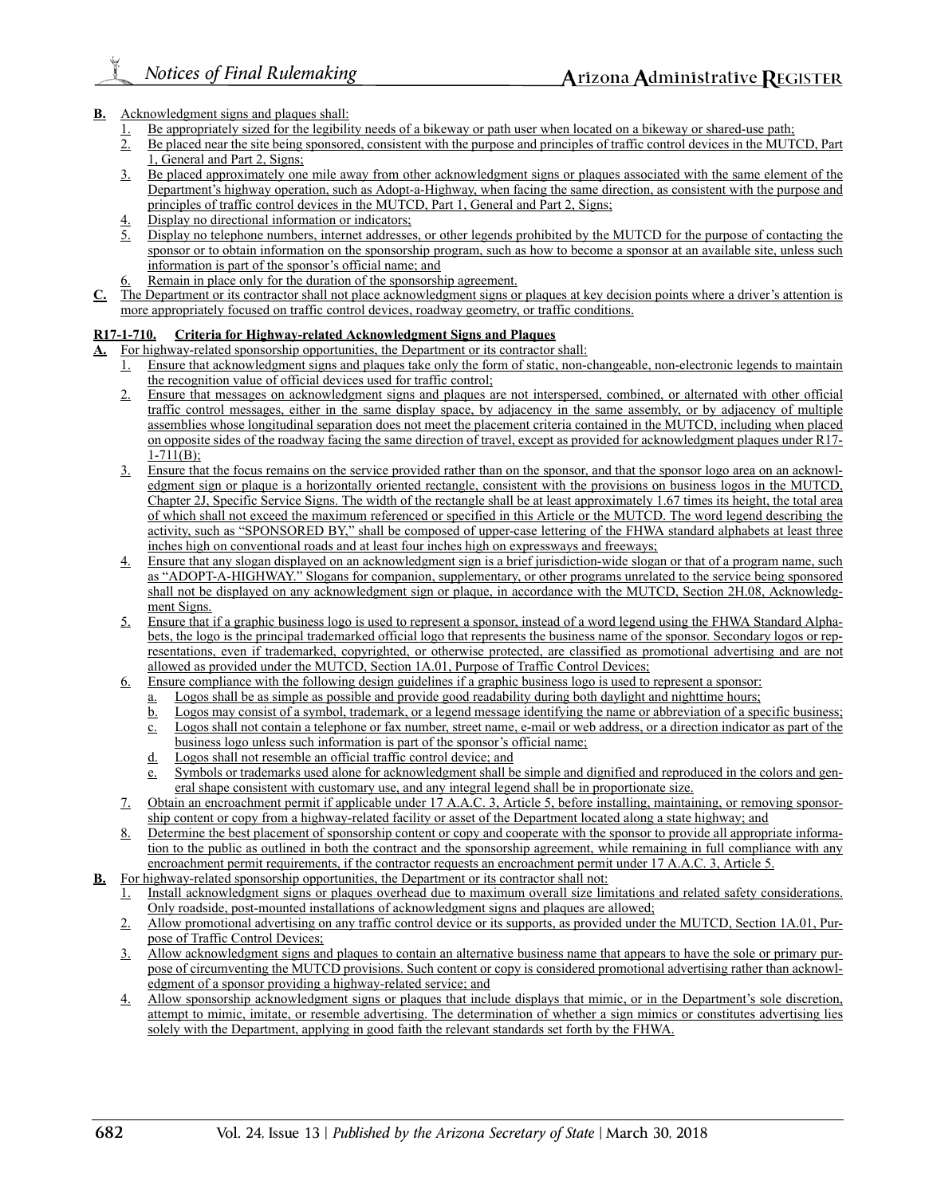**B.** Acknowledgment signs and plaques shall:

1. Be appropriately sized for the legibility needs of a bikeway or path user when located on a bikeway or shared-use path;
2. Be placed near the site being sponsored, consistent with the purpose and principles of traffic control devices in the MUTCD, Part 1, General and Part 2, Signs;
3. Be placed approximately one mile away from other acknowledgment signs or plaques associated with the same element of the Department's highway operation, such as Adopt-a-Highway, when facing the same direction, as consistent with the purpose and principles of traffic control devices in the MUTCD, Part 1, General and Part 2, Signs;
4. Display no directional information or indicators;
5. Display no telephone numbers, internet addresses, or other legends prohibited by the MUTCD for the purpose of contacting the sponsor or to obtain information on the sponsorship program, such as how to become a sponsor at an available site, unless such information is part of the sponsor's official name; and
6. Remain in place only for the duration of the sponsorship agreement.

**C.** The Department or its contractor shall not place acknowledgment signs or plaques at key decision points where a driver's attention is more appropriately focused on traffic control devices, roadway geometry, or traffic conditions.

**R17-1-710. Criteria for Highway-related Acknowledgment Signs and Plaques**

**A.** For highway-related sponsorship opportunities, the Department or its contractor shall:

1. Ensure that acknowledgment signs and plaques take only the form of static, non-changeable, non-electronic legends to maintain the recognition value of official devices used for traffic control;
2. Ensure that messages on acknowledgment signs and plaques are not interspersed, combined, or alternated with other official traffic control messages, either in the same display space, by adjacency in the same assembly, or by adjacency of multiple assemblies whose longitudinal separation does not meet the placement criteria contained in the MUTCD, including when placed on opposite sides of the roadway facing the same direction of travel, except as provided for acknowledgment plaques under R17-1-711(B);
3. Ensure that the focus remains on the service provided rather than on the sponsor, and that the sponsor logo area on an acknowledgment sign or plaque is a horizontally oriented rectangle, consistent with the provisions on business logos in the MUTCD, Chapter 2J, Specific Service Signs. The width of the rectangle shall be at least approximately 1.67 times its height, the total area of which shall not exceed the maximum referenced or specified in this Article or the MUTCD. The word legend describing the activity, such as "SPONSORED BY," shall be composed of upper-case lettering of the FHWA standard alphabets at least three inches high on conventional roads and at least four inches high on expressways and freeways;
4. Ensure that any slogan displayed on an acknowledgment sign is a brief jurisdiction-wide slogan or that of a program name, such as "ADOPT-A-HIGHWAY." Slogans for companion, supplementary, or other programs unrelated to the service being sponsored shall not be displayed on any acknowledgment sign or plaque, in accordance with the MUTCD, Section 2H.08, Acknowledgment Signs.
5. Ensure that if a graphic business logo is used to represent a sponsor, instead of a word legend using the FHWA Standard Alphabets, the logo is the principal trademarked official logo that represents the business name of the sponsor. Secondary logos or representations, even if trademarked, copyrighted, or otherwise protected, are classified as promotional advertising and are not allowed as provided under the MUTCD, Section 1A.01, Purpose of Traffic Control Devices;
6. Ensure compliance with the following design guidelines if a graphic business logo is used to represent a sponsor:
   a. Logos shall be as simple as possible and provide good readability during both daylight and nighttime hours;
   b. Logos may consist of a symbol, trademark, or a legend message identifying the name or abbreviation of a specific business;
   c. Logos shall not contain a telephone or fax number, street name, e-mail or web address, or a direction indicator as part of the business logo unless such information is part of the sponsor's official name;
   d. Logos shall not resemble an official traffic control device; and
   e. Symbols or trademarks used alone for acknowledgment shall be simple and dignified and reproduced in the colors and general shape consistent with customary use, and any integral legend shall be in proportionate size.
7. Obtain an encroachment permit if applicable under 17 A.A.C. 3, Article 5, before installing, maintaining, or removing sponsorship content or copy from a highway-related facility or asset of the Department located along a state highway; and
8. Determine the best placement of sponsorship content or copy and cooperate with the sponsor to provide all appropriate information to the public as outlined in both the contract and the sponsorship agreement, while remaining in full compliance with any encroachment permit requirements, if the contractor requests an encroachment permit under 17 A.A.C. 3, Article 5.

**B.** For highway-related sponsorship opportunities, the Department or its contractor shall not:

1. Install acknowledgment signs or plaques overhead due to maximum overall size limitations and related safety considerations. Only roadside, post-mounted installations of acknowledgment signs and plaques are allowed;
2. Allow promotional advertising on any traffic control device or its supports, as provided under the MUTCD, Section 1A.01, Purpose of Traffic Control Devices;
3. Allow acknowledgment signs and plaques to contain an alternative business name that appears to have the sole or primary purpose of circumventing the MUTCD provisions. Such content or copy is considered promotional advertising rather than acknowledgment of a sponsor providing a highway-related service; and
4. Allow sponsorship acknowledgment signs or plaques that include displays that mimic, or in the Department's sole discretion, attempt to mimic, imitate, or resemble advertising. The determination of whether a sign mimics or constitutes advertising lies solely with the Department, applying in good faith the relevant standards set forth by the FHWA.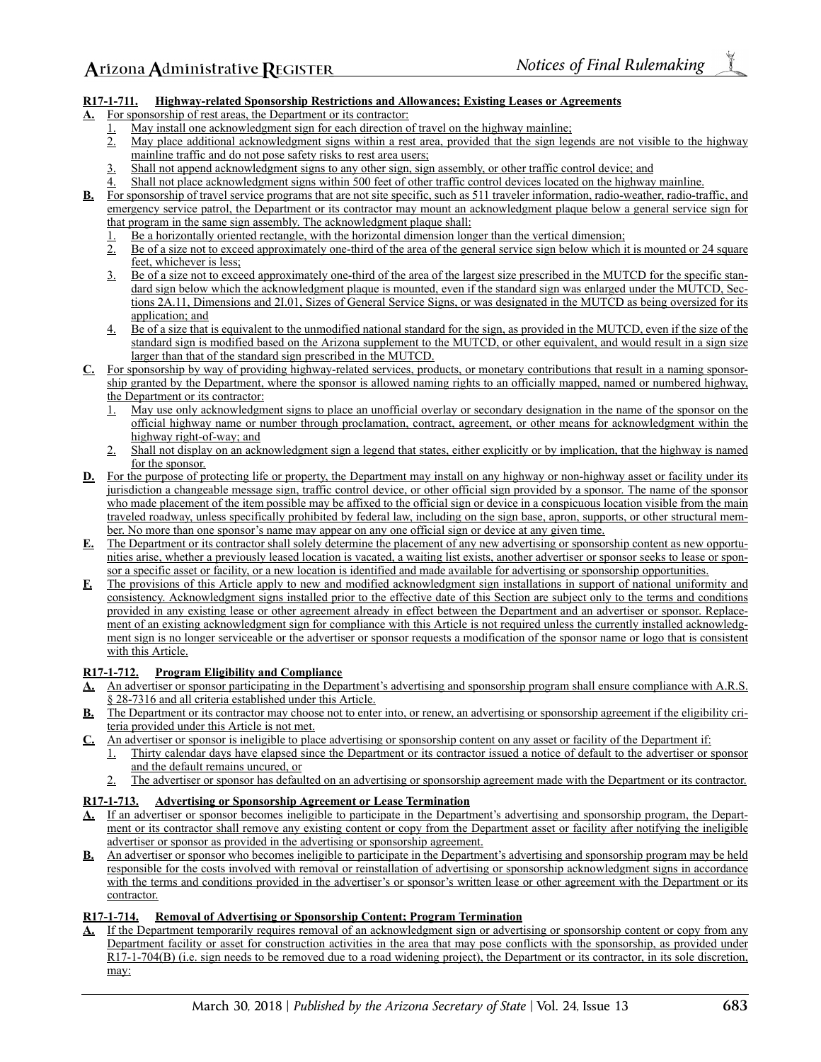**R17-1-711. Highway-related Sponsorship Restrictions and Allowances; Existing Leases or Agreements**

**A.** For sponsorship of rest areas, the Department or its contractor:

1. May install one acknowledgment sign for each direction of travel on the highway mainline;
2. May place additional acknowledgment signs within a rest area, provided that the sign legends are not visible to the highway mainline traffic and do not pose safety risks to rest area users;
3. Shall not append acknowledgment signs to any other sign, sign assembly, or other traffic control device; and
4. Shall not place acknowledgment signs within 500 feet of other traffic control devices located on the highway mainline.

**B.** For sponsorship of travel service programs that are not site specific, such as 511 traveler information, radio-weather, radio-traffic, and emergency service patrol, the Department or its contractor may mount an acknowledgment plaque below a general service sign for that program in the same sign assembly. The acknowledgment plaque shall:

1. Be a horizontally oriented rectangle, with the horizontal dimension longer than the vertical dimension;
2. Be of a size not to exceed approximately one-third of the area of the general service sign below which it is mounted or 24 square feet, whichever is less;
3. Be of a size not to exceed approximately one-third of the area of the largest size prescribed in the MUTCD for the specific standard sign below which the acknowledgment plaque is mounted, even if the standard sign was enlarged under the MUTCD, Sections 2A.11, Dimensions and 2I.01, Sizes of General Service Signs, or was designated in the MUTCD as being oversized for its application; and
4. Be of a size that is equivalent to the unmodified national standard for the sign, as provided in the MUTCD, even if the size of the standard sign is modified based on the Arizona supplement to the MUTCD, or other equivalent, and would result in a sign size larger than that of the standard sign prescribed in the MUTCD.

**C.** For sponsorship by way of providing highway-related services, products, or monetary contributions that result in a naming sponsorship granted by the Department, where the sponsor is allowed naming rights to an officially mapped, named or numbered highway, the Department or its contractor:

1. May use only acknowledgment signs to place an unofficial overlay or secondary designation in the name of the sponsor on the official highway name or number through proclamation, contract, agreement, or other means for acknowledgment within the highway right-of-way; and
2. Shall not display on an acknowledgment sign a legend that states, either explicitly or by implication, that the highway is named for the sponsor.

**D.** For the purpose of protecting life or property, the Department may install on any highway or non-highway asset or facility under its jurisdiction a changeable message sign, traffic control device, or other official sign provided by a sponsor. The name of the sponsor who made placement of the item possible may be affixed to the official sign or device in a conspicuous location visible from the main traveled roadway, unless specifically prohibited by federal law, including on the sign base, apron, supports, or other structural member. No more than one sponsor's name may appear on any one official sign or device at any given time.

**E.** The Department or its contractor shall solely determine the placement of any new advertising or sponsorship content as new opportunities arise, whether a previously leased location is vacated, a waiting list exists, another advertiser or sponsor seeks to lease or sponsor a specific asset or facility, or a new location is identified and made available for advertising or sponsorship opportunities.

**F.** The provisions of this Article apply to new and modified acknowledgment sign installations in support of national uniformity and consistency. Acknowledgment signs installed prior to the effective date of this Section are subject only to the terms and conditions provided in any existing lease or other agreement already in effect between the Department and an advertiser or sponsor. Replacement of an existing acknowledgment sign for compliance with this Article is not required unless the currently installed acknowledgment sign is no longer serviceable or the advertiser or sponsor requests a modification of the sponsor name or logo that is consistent with this Article.

**R17-1-712. Program Eligibility and Compliance**

**A.** An advertiser or sponsor participating in the Department's advertising and sponsorship program shall ensure compliance with A.R.S. § 28-7316 and all criteria established under this Article.

**B.** The Department or its contractor may choose not to enter into, or renew, an advertising or sponsorship agreement if the eligibility criteria provided under this Article is not met.

**C.** An advertiser or sponsor is ineligible to place advertising or sponsorship content on any asset or facility of the Department if:

1. Thirty calendar days have elapsed since the Department or its contractor issued a notice of default to the advertiser or sponsor and the default remains uncured, or
2. The advertiser or sponsor has defaulted on an advertising or sponsorship agreement made with the Department or its contractor.

**R17-1-713. Advertising or Sponsorship Agreement or Lease Termination**

**A.** If an advertiser or sponsor becomes ineligible to participate in the Department's advertising and sponsorship program, the Department or its contractor shall remove any existing content or copy from the Department asset or facility after notifying the ineligible advertiser or sponsor as provided in the advertising or sponsorship agreement.

**B.** An advertiser or sponsor who becomes ineligible to participate in the Department's advertising and sponsorship program may be held responsible for the costs involved with removal or reinstallation of advertising or sponsorship acknowledgment signs in accordance with the terms and conditions provided in the advertiser's or sponsor's written lease or other agreement with the Department or its contractor.

**R17-1-714. Removal of Advertising or Sponsorship Content; Program Termination**

**A.** If the Department temporarily requires removal of an acknowledgment sign or advertising or sponsorship content or copy from any Department facility or asset for construction activities in the area that may pose conflicts with the sponsorship, as provided under R17-1-704(B) (i.e. sign needs to be removed due to a road widening project), the Department or its contractor, in its sole discretion, may: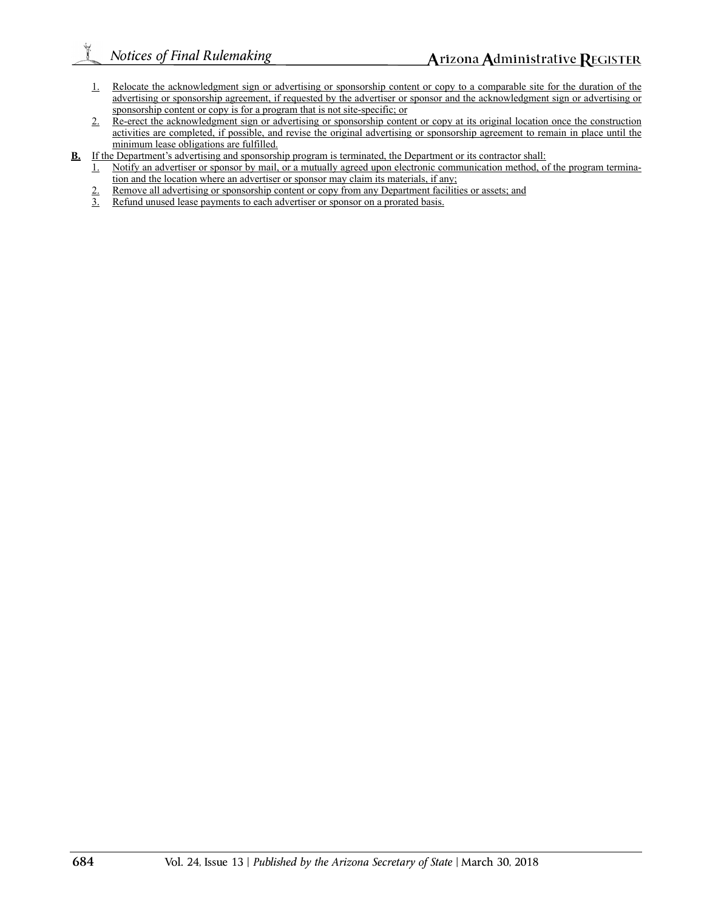1. Relocate the acknowledgment sign or advertising or sponsorship content or copy to a comparable site for the duration of the advertising or sponsorship agreement, if requested by the advertiser or sponsor and the acknowledgment sign or advertising or sponsorship content or copy is for a program that is not site-specific; or
2. Re-erect the acknowledgment sign or advertising or sponsorship content or copy at its original location once the construction activities are completed, if possible, and revise the original advertising or sponsorship agreement to remain in place until the minimum lease obligations are fulfilled.

**B.** If the Department's advertising and sponsorship program is terminated, the Department or its contractor shall:

1. Notify an advertiser or sponsor by mail, or a mutually agreed upon electronic communication method, of the program termination and the location where an advertiser or sponsor may claim its materials, if any;
2. Remove all advertising or sponsorship content or copy from any Department facilities or assets; and
3. Refund unused lease payments to each advertiser or sponsor on a prorated basis.